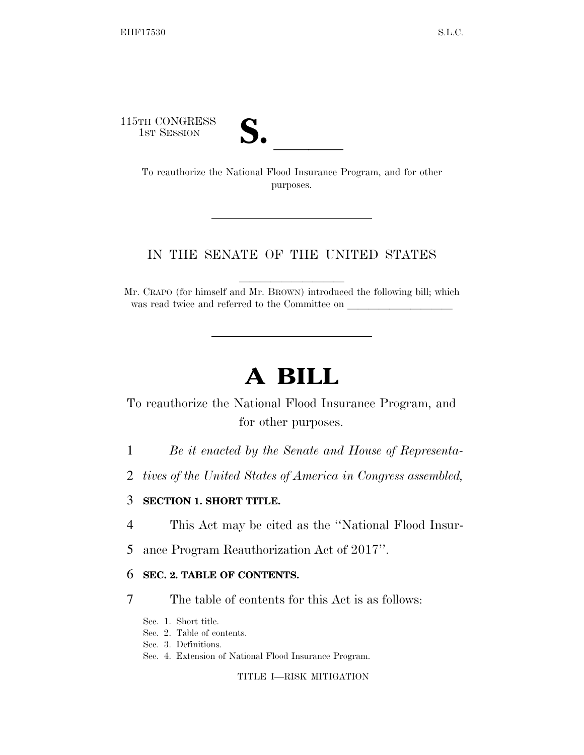115TH CONGRESS
1ST SESSION

# S. \_\_\_\_\_\_

To reauthorize the National Flood Insurance Program, and for other purposes.

---

IN THE SENATE OF THE UNITED STATES

Mr. CRAPO (for himself and Mr. BROWN) introduced the following bill; which was read twice and referred to the Committee on \_\_\_\_\_\_\_\_\_\_\_\_\_\_\_\_\_\_\_\_

---

# A BILL

To reauthorize the National Flood Insurance Program, and for other purposes.

1 *Be it enacted by the Senate and House of Representa-*
2 *tives of the United States of America in Congress assembled,*

3 **SECTION 1. SHORT TITLE.**

4 This Act may be cited as the ''National Flood Insur-
5 ance Program Reauthorization Act of 2017''.

6 **SEC. 2. TABLE OF CONTENTS.**

7 The table of contents for this Act is as follows:

Sec. 1. Short title.
Sec. 2. Table of contents.
Sec. 3. Definitions.
Sec. 4. Extension of National Flood Insurance Program.

TITLE I—RISK MITIGATION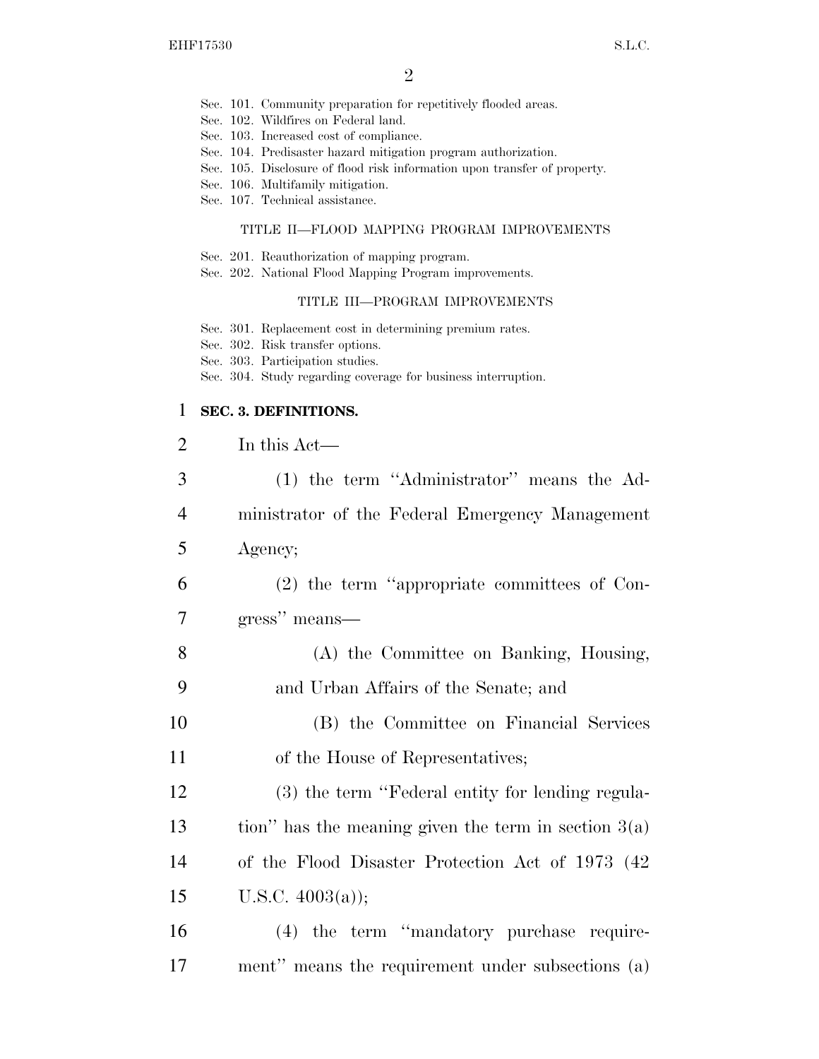Sec. 101. Community preparation for repetitively flooded areas.
Sec. 102. Wildfires on Federal land.
Sec. 103. Increased cost of compliance.
Sec. 104. Predisaster hazard mitigation program authorization.
Sec. 105. Disclosure of flood risk information upon transfer of property.
Sec. 106. Multifamily mitigation.
Sec. 107. Technical assistance.

TITLE II—FLOOD MAPPING PROGRAM IMPROVEMENTS

Sec. 201. Reauthorization of mapping program.
Sec. 202. National Flood Mapping Program improvements.

TITLE III—PROGRAM IMPROVEMENTS

Sec. 301. Replacement cost in determining premium rates.
Sec. 302. Risk transfer options.
Sec. 303. Participation studies.
Sec. 304. Study regarding coverage for business interruption.

**SEC. 3. DEFINITIONS.**

In this Act—

(1) the term ''Administrator'' means the Administrator of the Federal Emergency Management Agency;

(2) the term ''appropriate committees of Congress'' means—

(A) the Committee on Banking, Housing, and Urban Affairs of the Senate; and

(B) the Committee on Financial Services of the House of Representatives;

(3) the term ''Federal entity for lending regulation'' has the meaning given the term in section 3(a) of the Flood Disaster Protection Act of 1973 (42 U.S.C. 4003(a));

(4) the term ''mandatory purchase requirement'' means the requirement under subsections (a)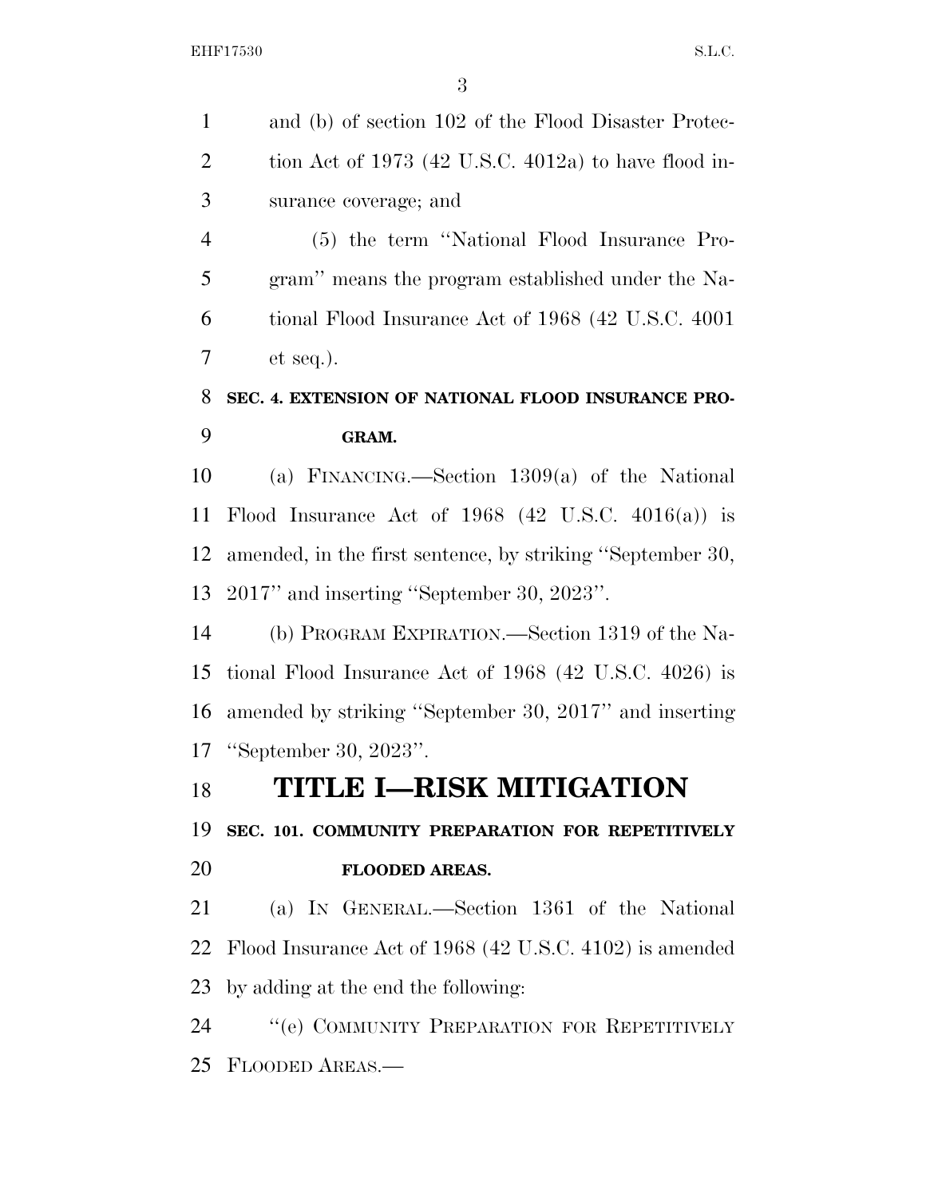and (b) of section 102 of the Flood Disaster Protection Act of 1973 (42 U.S.C. 4012a) to have flood insurance coverage; and

(5) the term ''National Flood Insurance Program'' means the program established under the National Flood Insurance Act of 1968 (42 U.S.C. 4001 et seq.).

**SEC. 4. EXTENSION OF NATIONAL FLOOD INSURANCE PROGRAM.**

(a) FINANCING.—Section 1309(a) of the National Flood Insurance Act of 1968 (42 U.S.C. 4016(a)) is amended, in the first sentence, by striking ''September 30, 2017'' and inserting ''September 30, 2023''.

(b) PROGRAM EXPIRATION.—Section 1319 of the National Flood Insurance Act of 1968 (42 U.S.C. 4026) is amended by striking ''September 30, 2017'' and inserting ''September 30, 2023''.

# TITLE I—RISK MITIGATION

**SEC. 101. COMMUNITY PREPARATION FOR REPETITIVELY FLOODED AREAS.**

(a) IN GENERAL.—Section 1361 of the National Flood Insurance Act of 1968 (42 U.S.C. 4102) is amended by adding at the end the following:

''(e) COMMUNITY PREPARATION FOR REPETITIVELY FLOODED AREAS.—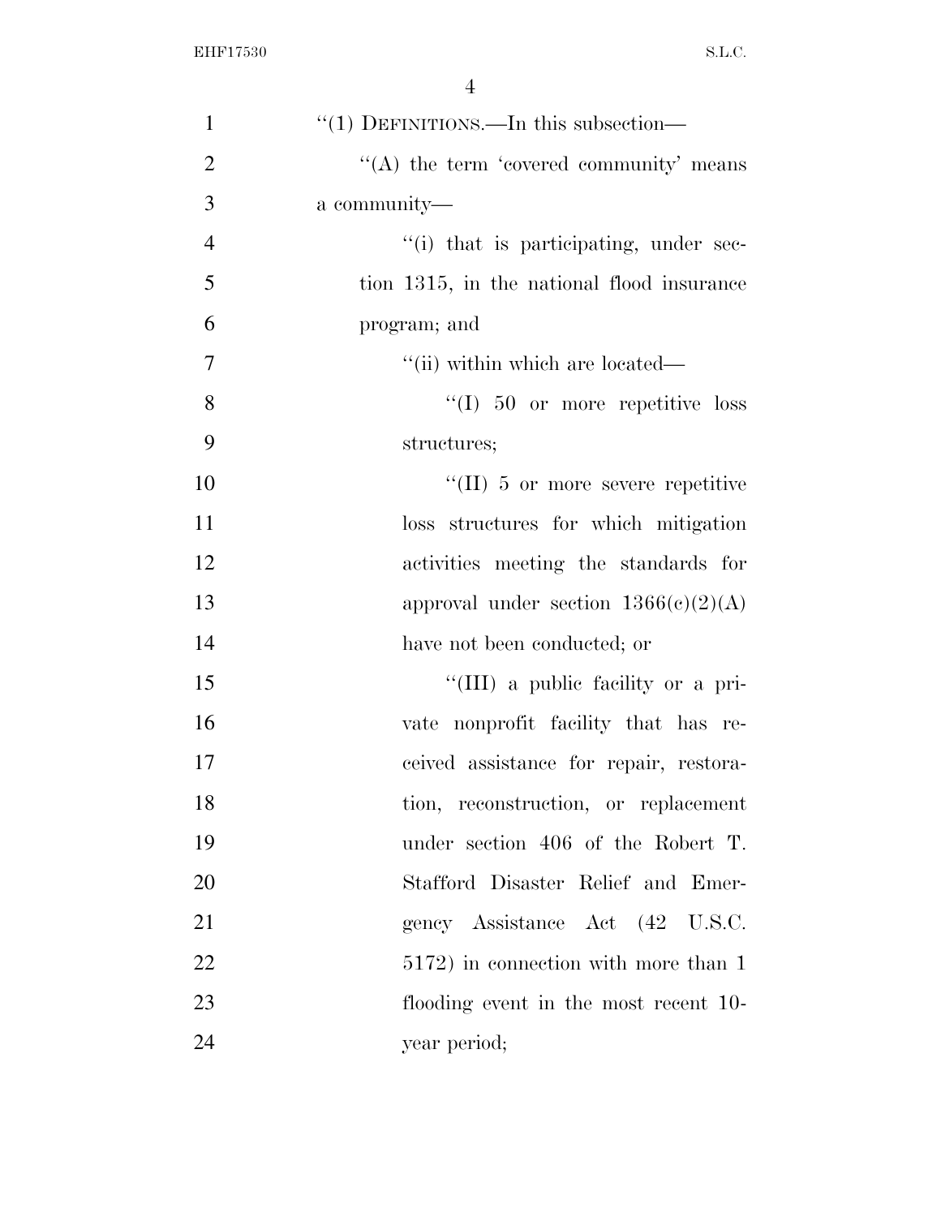"(1) DEFINITIONS.—In this subsection—

"(A) the term 'covered community' means a community—

"(i) that is participating, under section 1315, in the national flood insurance program; and

"(ii) within which are located—

"(I) 50 or more repetitive loss structures;

"(II) 5 or more severe repetitive loss structures for which mitigation activities meeting the standards for approval under section 1366(c)(2)(A) have not been conducted; or

"(III) a public facility or a private nonprofit facility that has received assistance for repair, restoration, reconstruction, or replacement under section 406 of the Robert T. Stafford Disaster Relief and Emergency Assistance Act (42 U.S.C. 5172) in connection with more than 1 flooding event in the most recent 10-year period;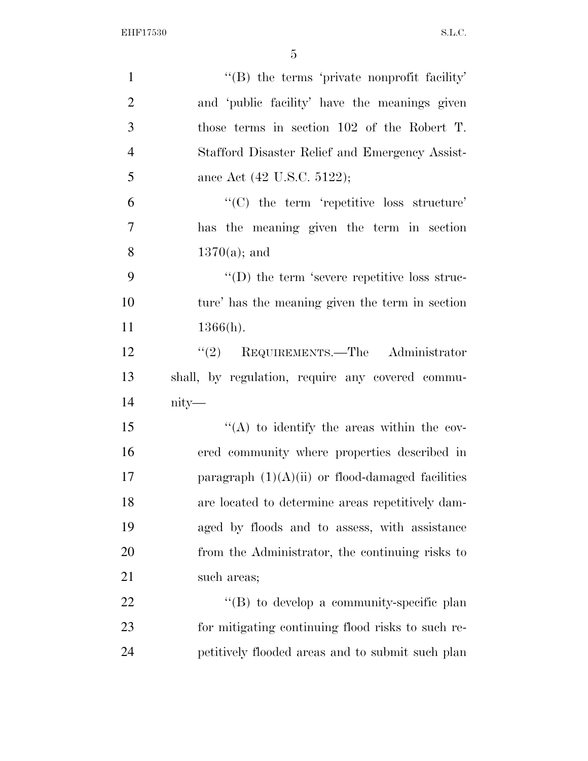''(B) the terms 'private nonprofit facility' and 'public facility' have the meanings given those terms in section 102 of the Robert T. Stafford Disaster Relief and Emergency Assistance Act (42 U.S.C. 5122);

''(C) the term 'repetitive loss structure' has the meaning given the term in section 1370(a); and

''(D) the term 'severe repetitive loss structure' has the meaning given the term in section 1366(h).

''(2) REQUIREMENTS.—The Administrator shall, by regulation, require any covered community—

''(A) to identify the areas within the covered community where properties described in paragraph (1)(A)(ii) or flood-damaged facilities are located to determine areas repetitively damaged by floods and to assess, with assistance from the Administrator, the continuing risks to such areas;

''(B) to develop a community-specific plan for mitigating continuing flood risks to such repetitively flooded areas and to submit such plan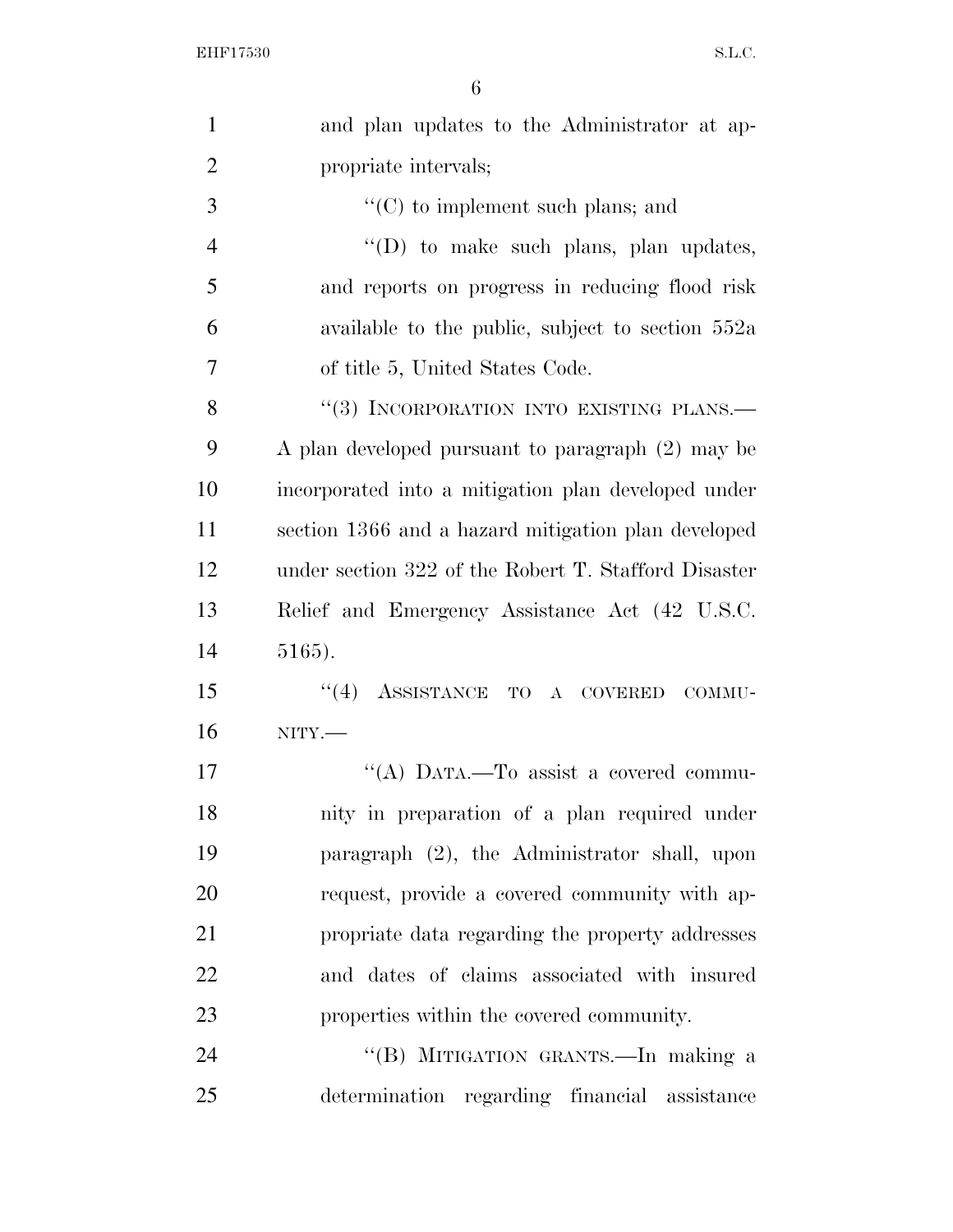and plan updates to the Administrator at appropriate intervals;

"(C) to implement such plans; and

"(D) to make such plans, plan updates, and reports on progress in reducing flood risk available to the public, subject to section 552a of title 5, United States Code.

"(3) INCORPORATION INTO EXISTING PLANS.—A plan developed pursuant to paragraph (2) may be incorporated into a mitigation plan developed under section 1366 and a hazard mitigation plan developed under section 322 of the Robert T. Stafford Disaster Relief and Emergency Assistance Act (42 U.S.C. 5165).

"(4) ASSISTANCE TO A COVERED COMMUNITY.—

"(A) DATA.—To assist a covered community in preparation of a plan required under paragraph (2), the Administrator shall, upon request, provide a covered community with appropriate data regarding the property addresses and dates of claims associated with insured properties within the covered community.

"(B) MITIGATION GRANTS.—In making a determination regarding financial assistance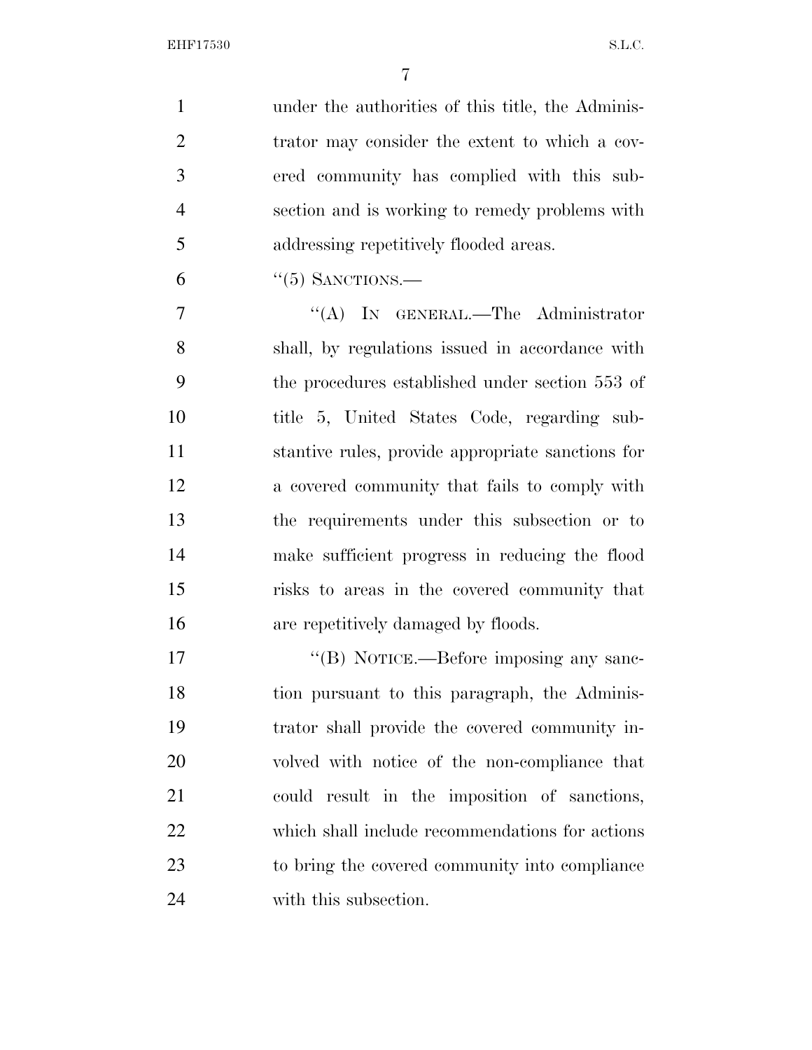under the authorities of this title, the Administrator may consider the extent to which a covered community has complied with this subsection and is working to remedy problems with addressing repetitively flooded areas.

"(5) SANCTIONS.—

"(A) IN GENERAL.—The Administrator shall, by regulations issued in accordance with the procedures established under section 553 of title 5, United States Code, regarding substantive rules, provide appropriate sanctions for a covered community that fails to comply with the requirements under this subsection or to make sufficient progress in reducing the flood risks to areas in the covered community that are repetitively damaged by floods.

"(B) NOTICE.—Before imposing any sanction pursuant to this paragraph, the Administrator shall provide the covered community involved with notice of the non-compliance that could result in the imposition of sanctions, which shall include recommendations for actions to bring the covered community into compliance with this subsection.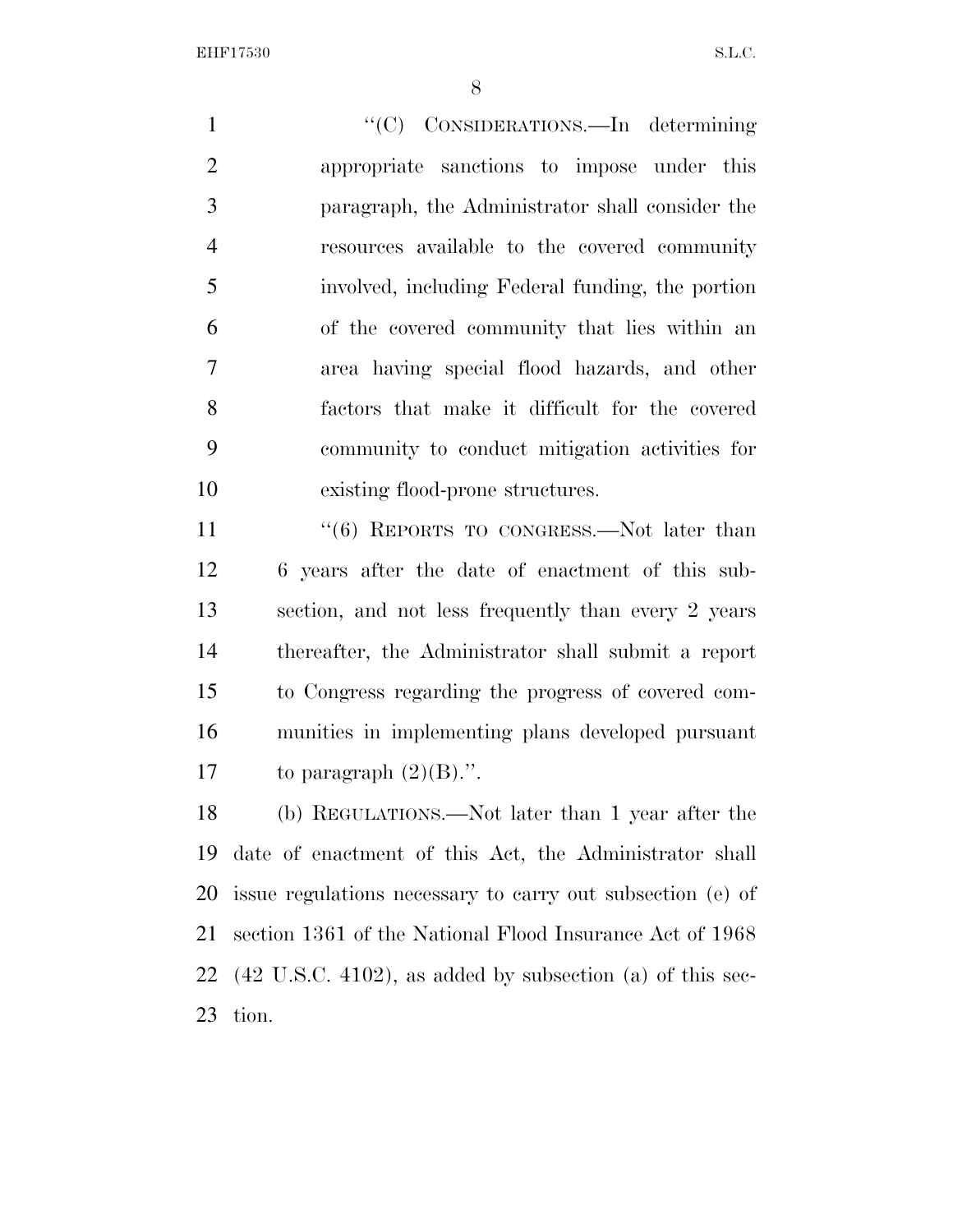"(C) CONSIDERATIONS.—In determining appropriate sanctions to impose under this paragraph, the Administrator shall consider the resources available to the covered community involved, including Federal funding, the portion of the covered community that lies within an area having special flood hazards, and other factors that make it difficult for the covered community to conduct mitigation activities for existing flood-prone structures.

"(6) REPORTS TO CONGRESS.—Not later than 6 years after the date of enactment of this subsection, and not less frequently than every 2 years thereafter, the Administrator shall submit a report to Congress regarding the progress of covered communities in implementing plans developed pursuant to paragraph (2)(B).".

(b) REGULATIONS.—Not later than 1 year after the date of enactment of this Act, the Administrator shall issue regulations necessary to carry out subsection (e) of section 1361 of the National Flood Insurance Act of 1968 (42 U.S.C. 4102), as added by subsection (a) of this section.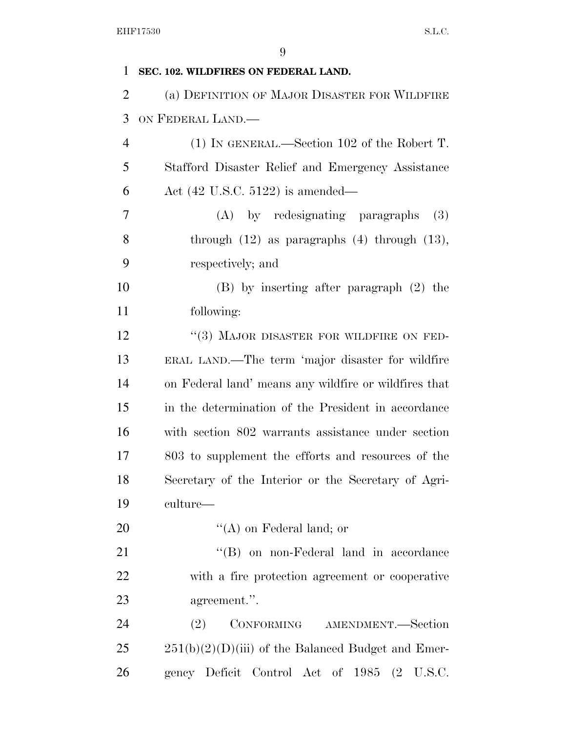**SEC. 102. WILDFIRES ON FEDERAL LAND.**

(a) DEFINITION OF MAJOR DISASTER FOR WILDFIRE ON FEDERAL LAND.—

(1) IN GENERAL.—Section 102 of the Robert T. Stafford Disaster Relief and Emergency Assistance Act (42 U.S.C. 5122) is amended—

(A) by redesignating paragraphs (3) through (12) as paragraphs (4) through (13), respectively; and

(B) by inserting after paragraph (2) the following:

"(3) MAJOR DISASTER FOR WILDFIRE ON FEDERAL LAND.—The term 'major disaster for wildfire on Federal land' means any wildfire or wildfires that in the determination of the President in accordance with section 802 warrants assistance under section 803 to supplement the efforts and resources of the Secretary of the Interior or the Secretary of Agriculture—

"(A) on Federal land; or

"(B) on non-Federal land in accordance with a fire protection agreement or cooperative agreement.".

(2) CONFORMING AMENDMENT.—Section 251(b)(2)(D)(iii) of the Balanced Budget and Emergency Deficit Control Act of 1985 (2 U.S.C.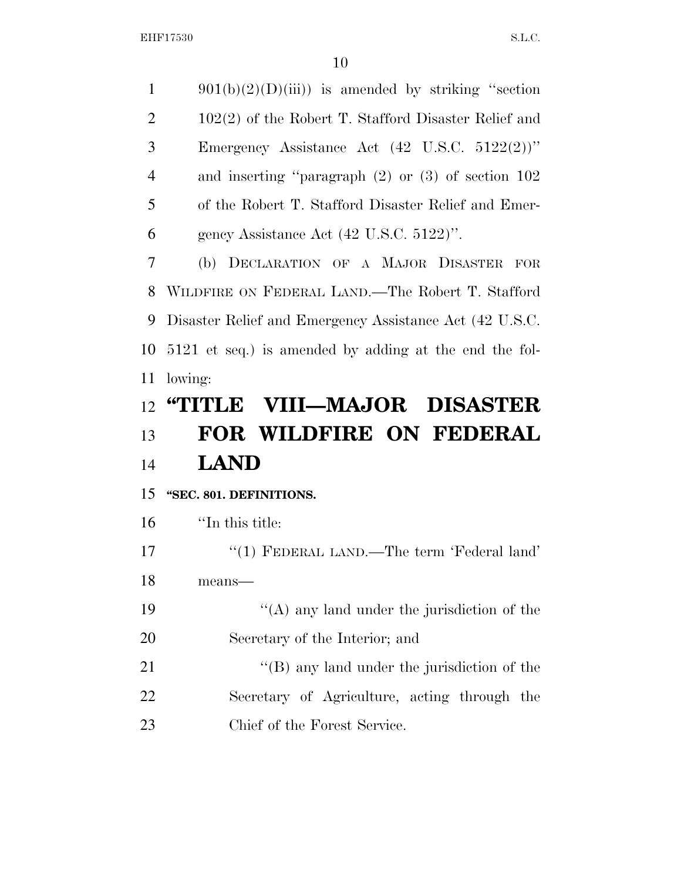901(b)(2)(D)(iii)) is amended by striking "section 102(2) of the Robert T. Stafford Disaster Relief and Emergency Assistance Act (42 U.S.C. 5122(2))" and inserting "paragraph (2) or (3) of section 102 of the Robert T. Stafford Disaster Relief and Emergency Assistance Act (42 U.S.C. 5122)".

(b) DECLARATION OF A MAJOR DISASTER FOR WILDFIRE ON FEDERAL LAND.—The Robert T. Stafford Disaster Relief and Emergency Assistance Act (42 U.S.C. 5121 et seq.) is amended by adding at the end the following:

# "TITLE VIII—MAJOR DISASTER FOR WILDFIRE ON FEDERAL LAND

**"SEC. 801. DEFINITIONS.**

"In this title:

"(1) FEDERAL LAND.—The term 'Federal land' means—

"(A) any land under the jurisdiction of the Secretary of the Interior; and

"(B) any land under the jurisdiction of the Secretary of Agriculture, acting through the Chief of the Forest Service.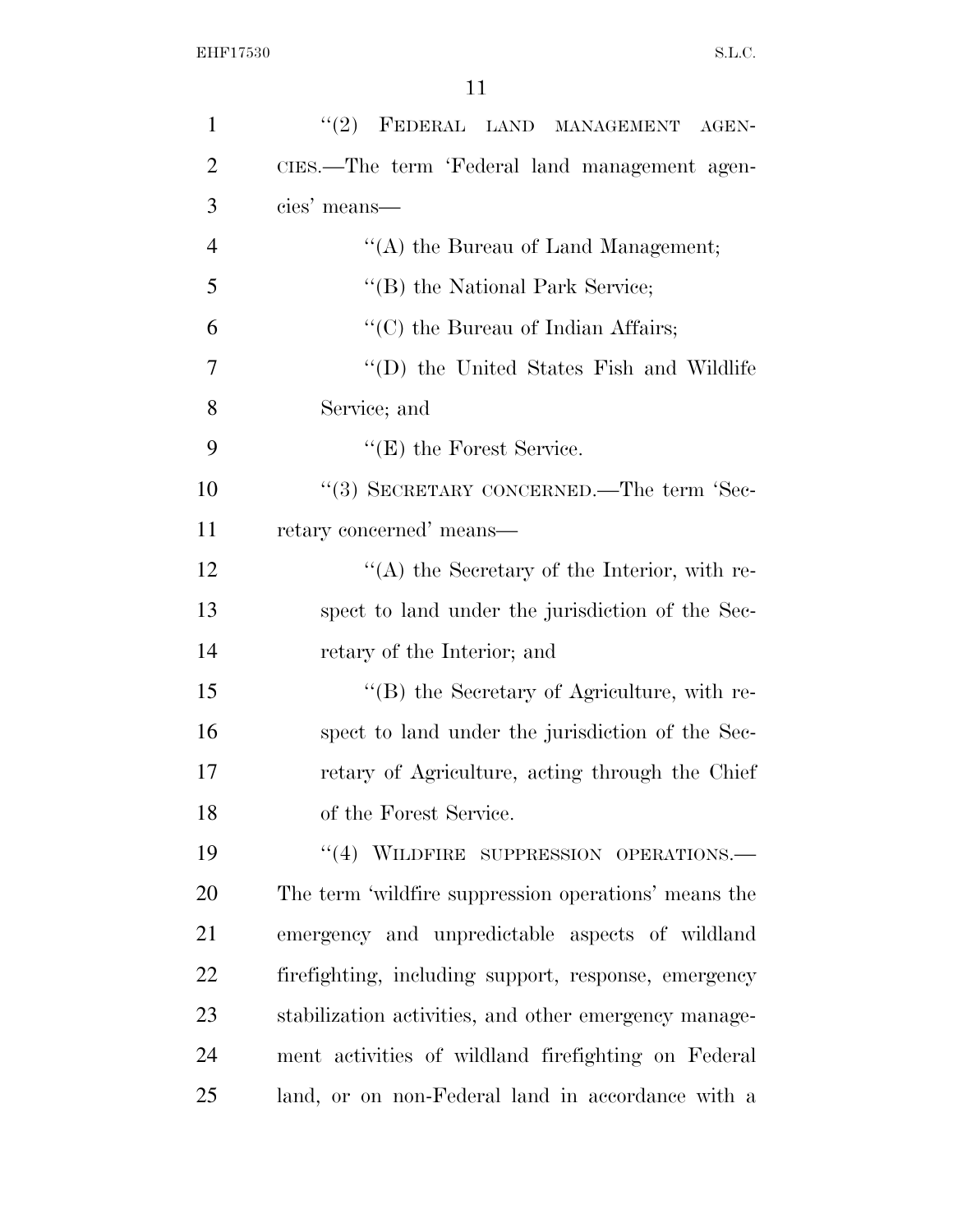"(2) FEDERAL LAND MANAGEMENT AGENCIES.—The term 'Federal land management agencies' means—

"(A) the Bureau of Land Management;

"(B) the National Park Service;

"(C) the Bureau of Indian Affairs;

"(D) the United States Fish and Wildlife Service; and

"(E) the Forest Service.

"(3) SECRETARY CONCERNED.—The term 'Secretary concerned' means—

"(A) the Secretary of the Interior, with respect to land under the jurisdiction of the Secretary of the Interior; and

"(B) the Secretary of Agriculture, with respect to land under the jurisdiction of the Secretary of Agriculture, acting through the Chief of the Forest Service.

"(4) WILDFIRE SUPPRESSION OPERATIONS.—The term 'wildfire suppression operations' means the emergency and unpredictable aspects of wildland firefighting, including support, response, emergency stabilization activities, and other emergency management activities of wildland firefighting on Federal land, or on non-Federal land in accordance with a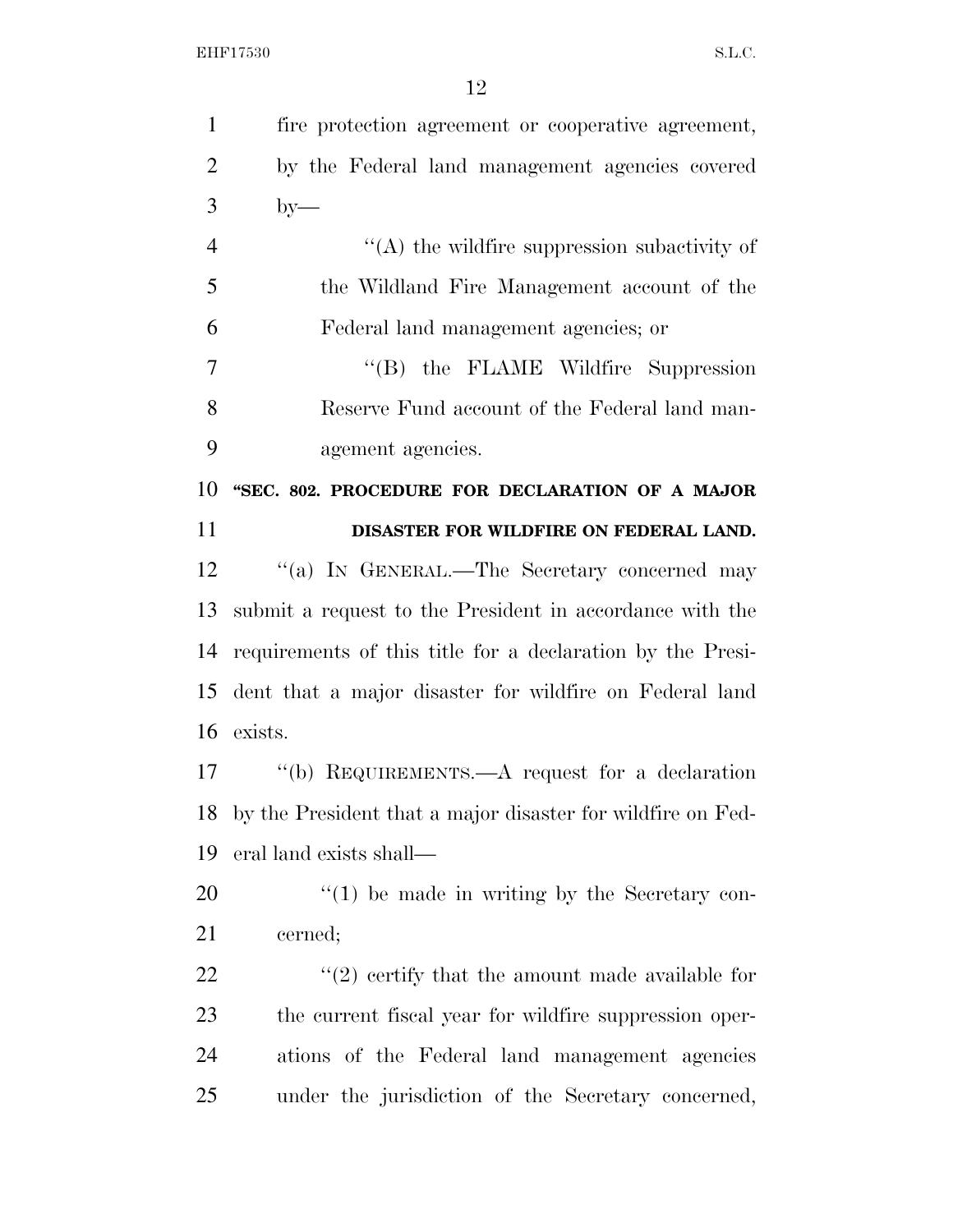fire protection agreement or cooperative agreement, by the Federal land management agencies covered by—

"(A) the wildfire suppression subactivity of the Wildland Fire Management account of the Federal land management agencies; or

"(B) the FLAME Wildfire Suppression Reserve Fund account of the Federal land management agencies.

**"SEC. 802. PROCEDURE FOR DECLARATION OF A MAJOR DISASTER FOR WILDFIRE ON FEDERAL LAND.**

"(a) IN GENERAL.—The Secretary concerned may submit a request to the President in accordance with the requirements of this title for a declaration by the President that a major disaster for wildfire on Federal land exists.

"(b) REQUIREMENTS.—A request for a declaration by the President that a major disaster for wildfire on Federal land exists shall—

"(1) be made in writing by the Secretary concerned;

"(2) certify that the amount made available for the current fiscal year for wildfire suppression operations of the Federal land management agencies under the jurisdiction of the Secretary concerned,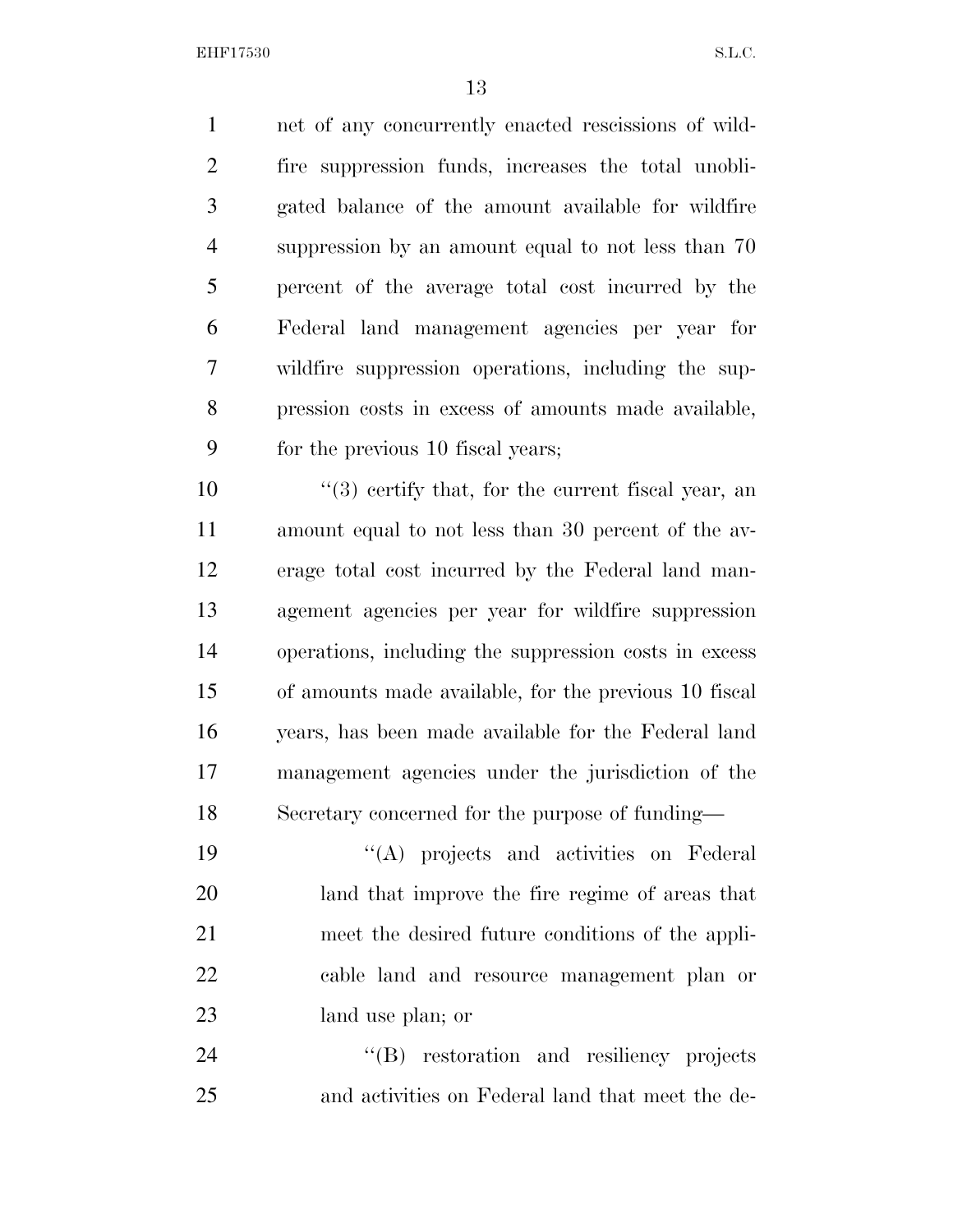net of any concurrently enacted rescissions of wildfire suppression funds, increases the total unobligated balance of the amount available for wildfire suppression by an amount equal to not less than 70 percent of the average total cost incurred by the Federal land management agencies per year for wildfire suppression operations, including the suppression costs in excess of amounts made available, for the previous 10 fiscal years;

"(3) certify that, for the current fiscal year, an amount equal to not less than 30 percent of the average total cost incurred by the Federal land management agencies per year for wildfire suppression operations, including the suppression costs in excess of amounts made available, for the previous 10 fiscal years, has been made available for the Federal land management agencies under the jurisdiction of the Secretary concerned for the purpose of funding—

"(A) projects and activities on Federal land that improve the fire regime of areas that meet the desired future conditions of the applicable land and resource management plan or land use plan; or

"(B) restoration and resiliency projects and activities on Federal land that meet the de-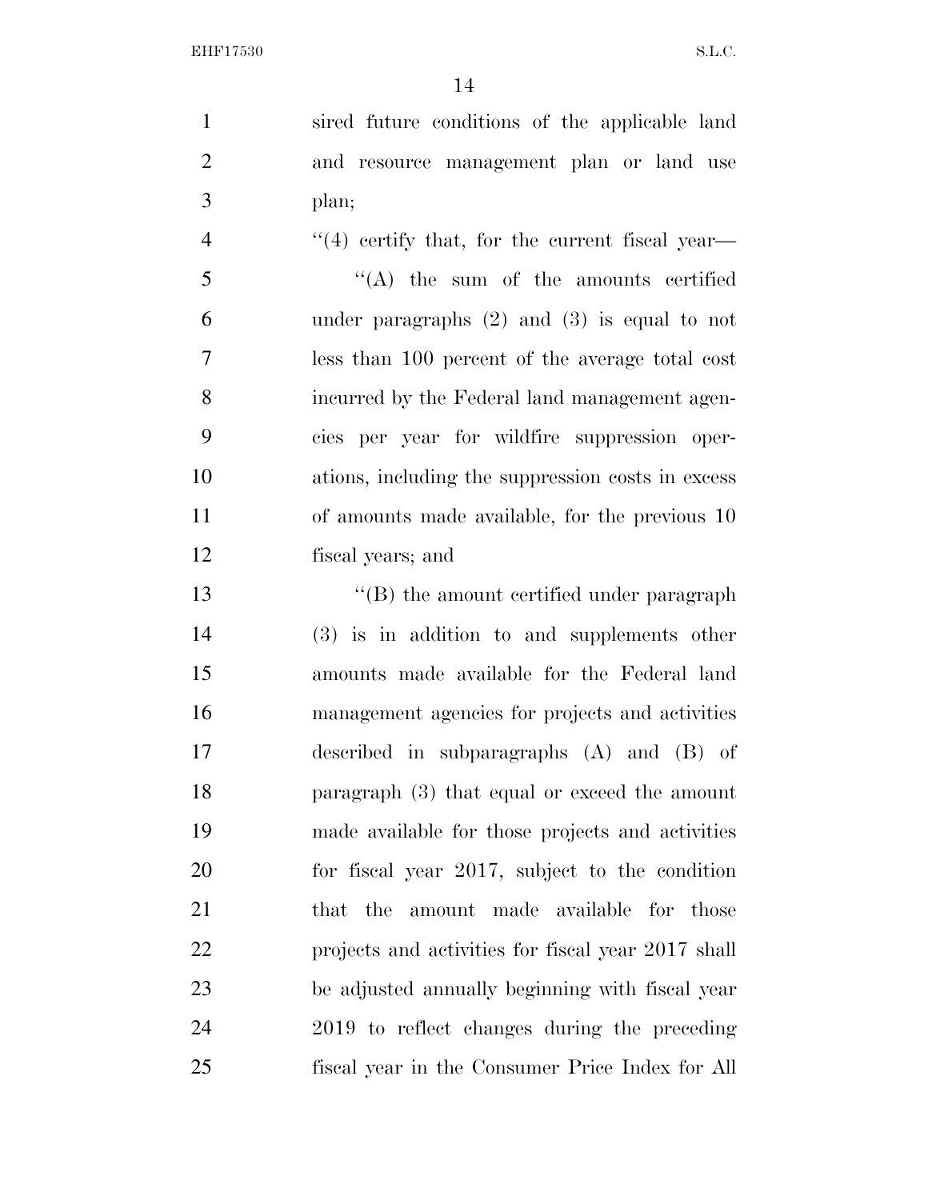sired future conditions of the applicable land and resource management plan or land use plan;

''(4) certify that, for the current fiscal year—

''(A) the sum of the amounts certified under paragraphs (2) and (3) is equal to not less than 100 percent of the average total cost incurred by the Federal land management agencies per year for wildfire suppression operations, including the suppression costs in excess of amounts made available, for the previous 10 fiscal years; and

''(B) the amount certified under paragraph (3) is in addition to and supplements other amounts made available for the Federal land management agencies for projects and activities described in subparagraphs (A) and (B) of paragraph (3) that equal or exceed the amount made available for those projects and activities for fiscal year 2017, subject to the condition that the amount made available for those projects and activities for fiscal year 2017 shall be adjusted annually beginning with fiscal year 2019 to reflect changes during the preceding fiscal year in the Consumer Price Index for All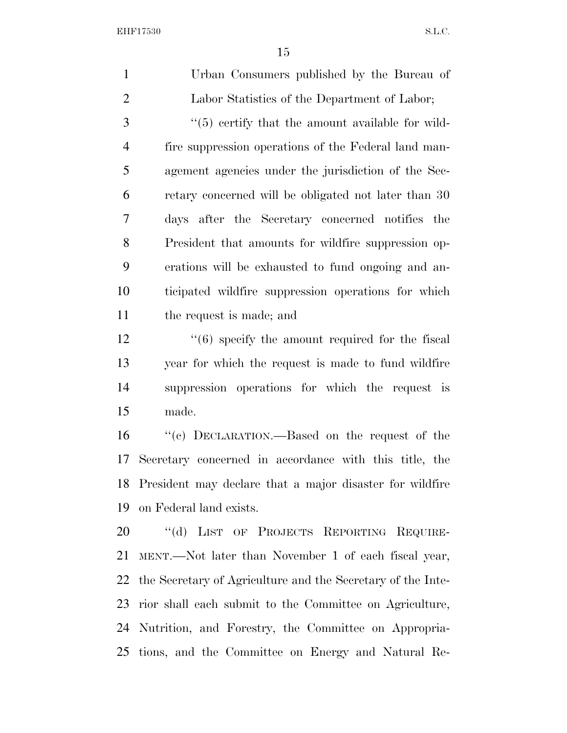Urban Consumers published by the Bureau of Labor Statistics of the Department of Labor;

''(5) certify that the amount available for wildfire suppression operations of the Federal land management agencies under the jurisdiction of the Secretary concerned will be obligated not later than 30 days after the Secretary concerned notifies the President that amounts for wildfire suppression operations will be exhausted to fund ongoing and anticipated wildfire suppression operations for which the request is made; and

''(6) specify the amount required for the fiscal year for which the request is made to fund wildfire suppression operations for which the request is made.

''(c) DECLARATION.—Based on the request of the Secretary concerned in accordance with this title, the President may declare that a major disaster for wildfire on Federal land exists.

''(d) LIST OF PROJECTS REPORTING REQUIREMENT.—Not later than November 1 of each fiscal year, the Secretary of Agriculture and the Secretary of the Interior shall each submit to the Committee on Agriculture, Nutrition, and Forestry, the Committee on Appropriations, and the Committee on Energy and Natural Re-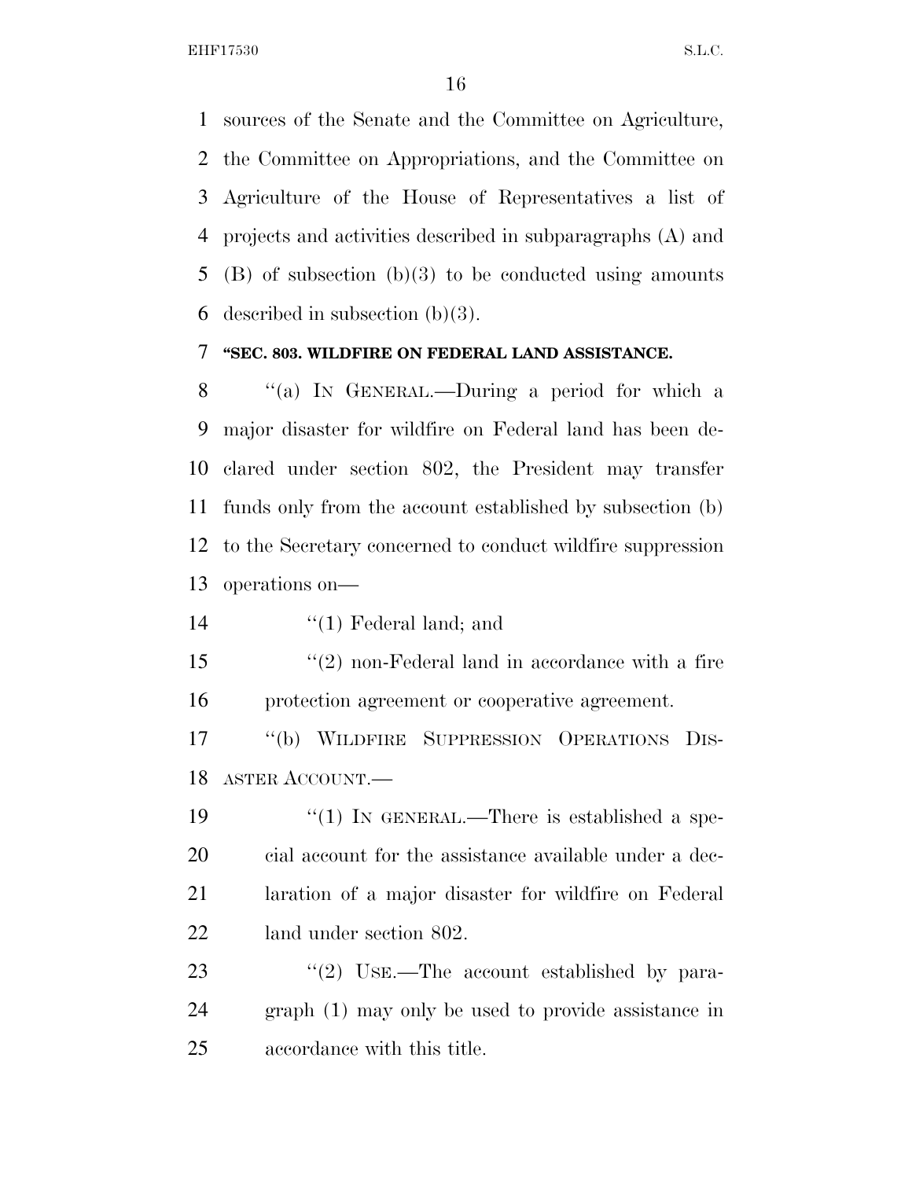sources of the Senate and the Committee on Agriculture, the Committee on Appropriations, and the Committee on Agriculture of the House of Representatives a list of projects and activities described in subparagraphs (A) and (B) of subsection (b)(3) to be conducted using amounts described in subsection (b)(3).

**"SEC. 803. WILDFIRE ON FEDERAL LAND ASSISTANCE.**

"(a) IN GENERAL.—During a period for which a major disaster for wildfire on Federal land has been declared under section 802, the President may transfer funds only from the account established by subsection (b) to the Secretary concerned to conduct wildfire suppression operations on—

"(1) Federal land; and

"(2) non-Federal land in accordance with a fire protection agreement or cooperative agreement.

"(b) WILDFIRE SUPPRESSION OPERATIONS DISASTER ACCOUNT.—

"(1) IN GENERAL.—There is established a special account for the assistance available under a declaration of a major disaster for wildfire on Federal land under section 802.

"(2) USE.—The account established by paragraph (1) may only be used to provide assistance in accordance with this title.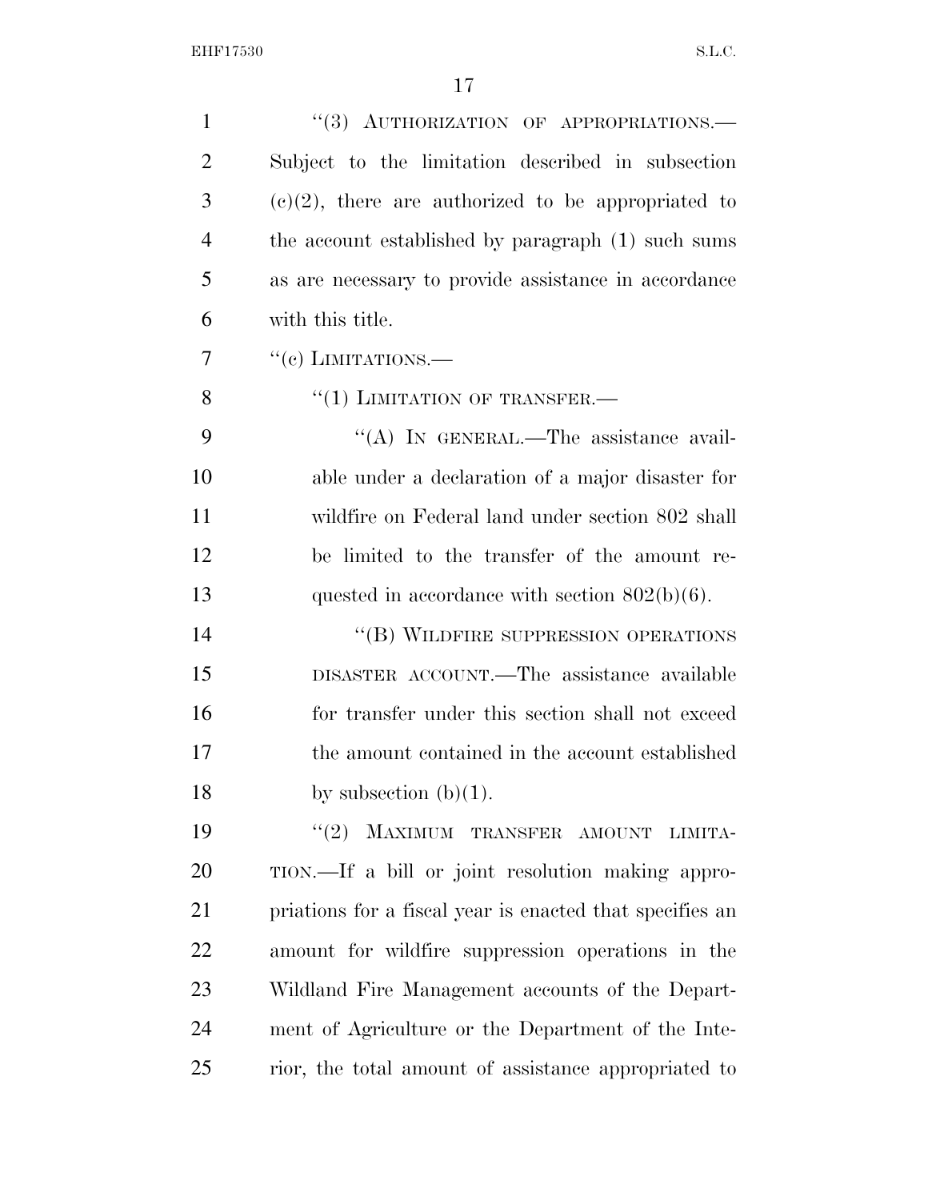"(3) AUTHORIZATION OF APPROPRIATIONS.—Subject to the limitation described in subsection (c)(2), there are authorized to be appropriated to the account established by paragraph (1) such sums as are necessary to provide assistance in accordance with this title.

"(c) LIMITATIONS.—

"(1) LIMITATION OF TRANSFER.—

"(A) IN GENERAL.—The assistance available under a declaration of a major disaster for wildfire on Federal land under section 802 shall be limited to the transfer of the amount requested in accordance with section 802(b)(6).

"(B) WILDFIRE SUPPRESSION OPERATIONS DISASTER ACCOUNT.—The assistance available for transfer under this section shall not exceed the amount contained in the account established by subsection (b)(1).

"(2) MAXIMUM TRANSFER AMOUNT LIMITATION.—If a bill or joint resolution making appropriations for a fiscal year is enacted that specifies an amount for wildfire suppression operations in the Wildland Fire Management accounts of the Department of Agriculture or the Department of the Interior, the total amount of assistance appropriated to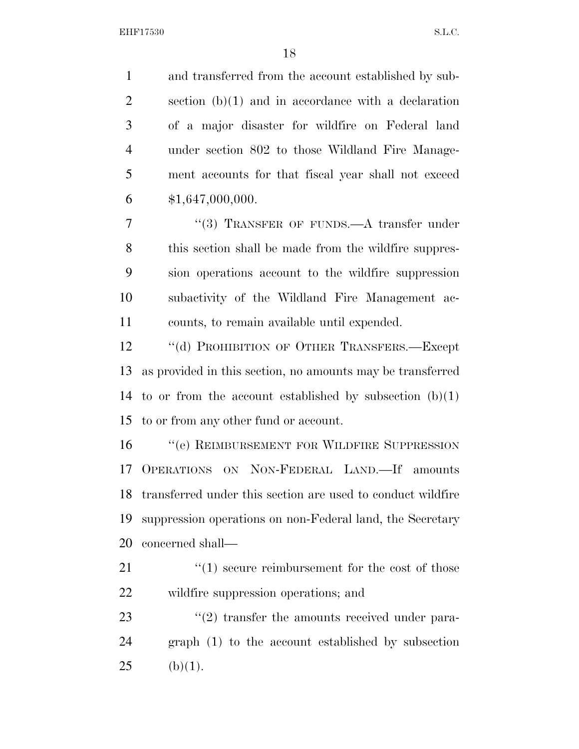and transferred from the account established by subsection (b)(1) and in accordance with a declaration of a major disaster for wildfire on Federal land under section 802 to those Wildland Fire Management accounts for that fiscal year shall not exceed $1,647,000,000.

"(3) TRANSFER OF FUNDS.—A transfer under this section shall be made from the wildfire suppression operations account to the wildfire suppression subactivity of the Wildland Fire Management accounts, to remain available until expended.

"(d) PROHIBITION OF OTHER TRANSFERS.—Except as provided in this section, no amounts may be transferred to or from the account established by subsection (b)(1) to or from any other fund or account.

"(e) REIMBURSEMENT FOR WILDFIRE SUPPRESSION OPERATIONS ON NON-FEDERAL LAND.—If amounts transferred under this section are used to conduct wildfire suppression operations on non-Federal land, the Secretary concerned shall—

"(1) secure reimbursement for the cost of those wildfire suppression operations; and

"(2) transfer the amounts received under paragraph (1) to the account established by subsection (b)(1).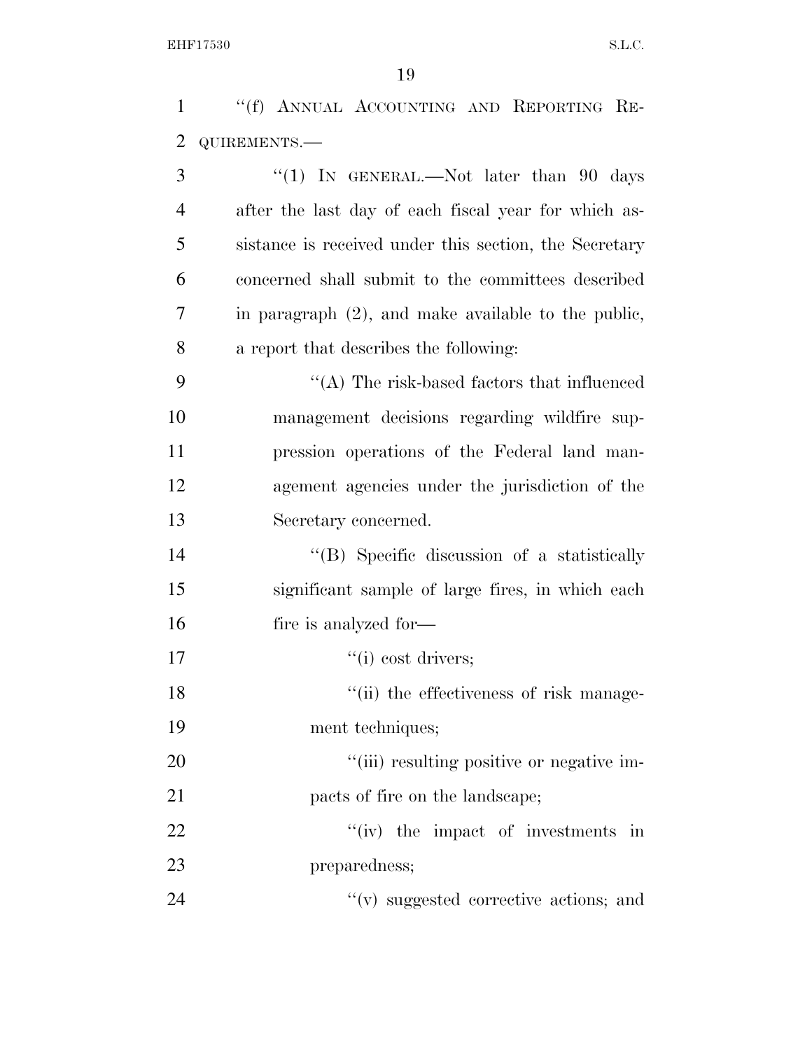"(f) ANNUAL ACCOUNTING AND REPORTING REQUIREMENTS.—

"(1) IN GENERAL.—Not later than 90 days after the last day of each fiscal year for which assistance is received under this section, the Secretary concerned shall submit to the committees described in paragraph (2), and make available to the public, a report that describes the following:

"(A) The risk-based factors that influenced management decisions regarding wildfire suppression operations of the Federal land management agencies under the jurisdiction of the Secretary concerned.

"(B) Specific discussion of a statistically significant sample of large fires, in which each fire is analyzed for—

"(i) cost drivers;

"(ii) the effectiveness of risk management techniques;

"(iii) resulting positive or negative impacts of fire on the landscape;

"(iv) the impact of investments in preparedness;

"(v) suggested corrective actions; and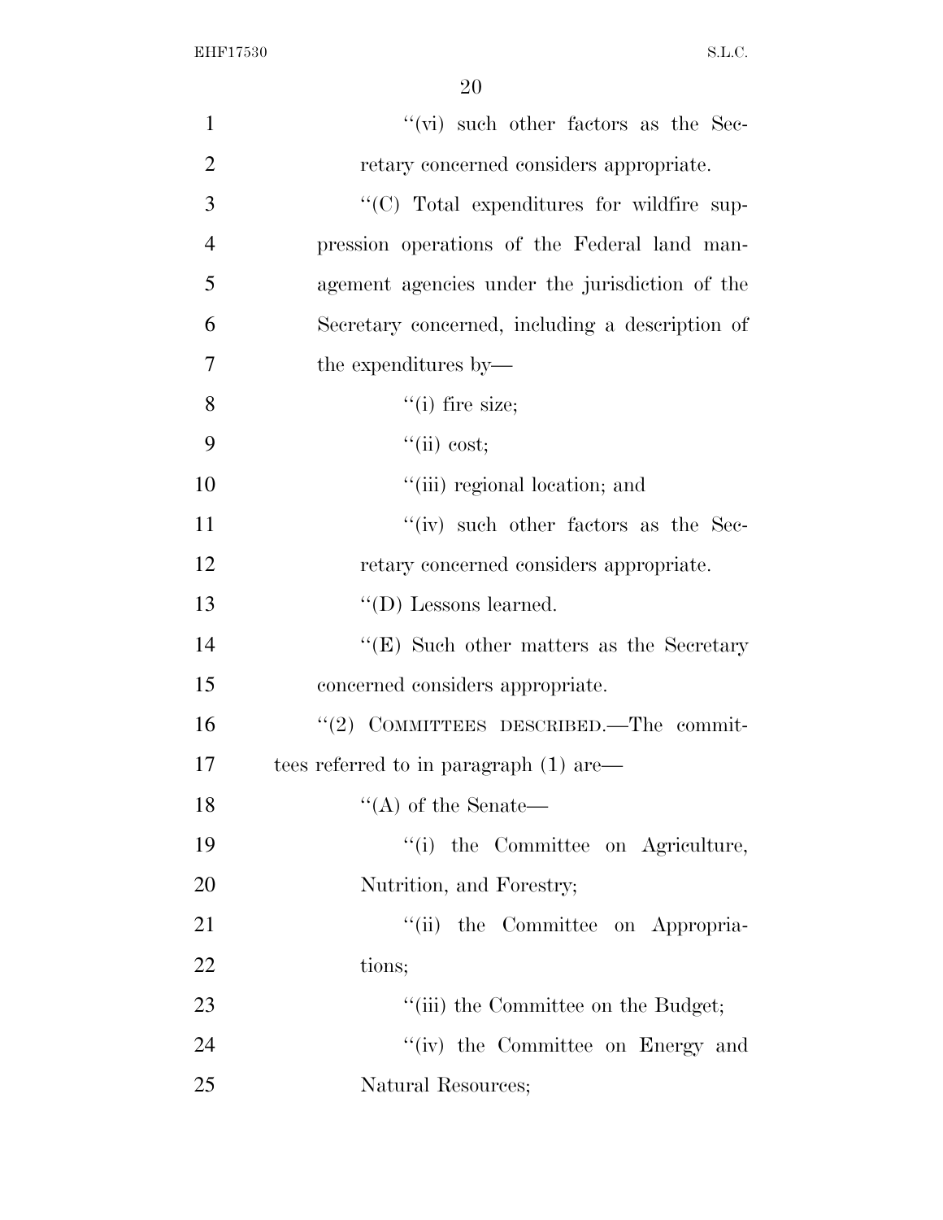''(vi) such other factors as the Secretary concerned considers appropriate.

''(C) Total expenditures for wildfire suppression operations of the Federal land management agencies under the jurisdiction of the Secretary concerned, including a description of the expenditures by—

''(i) fire size;

''(ii) cost;

''(iii) regional location; and

''(iv) such other factors as the Secretary concerned considers appropriate.

''(D) Lessons learned.

''(E) Such other matters as the Secretary concerned considers appropriate.

''(2) COMMITTEES DESCRIBED.—The committees referred to in paragraph (1) are—

''(A) of the Senate—

''(i) the Committee on Agriculture, Nutrition, and Forestry;

''(ii) the Committee on Appropriations;

''(iii) the Committee on the Budget;

''(iv) the Committee on Energy and Natural Resources;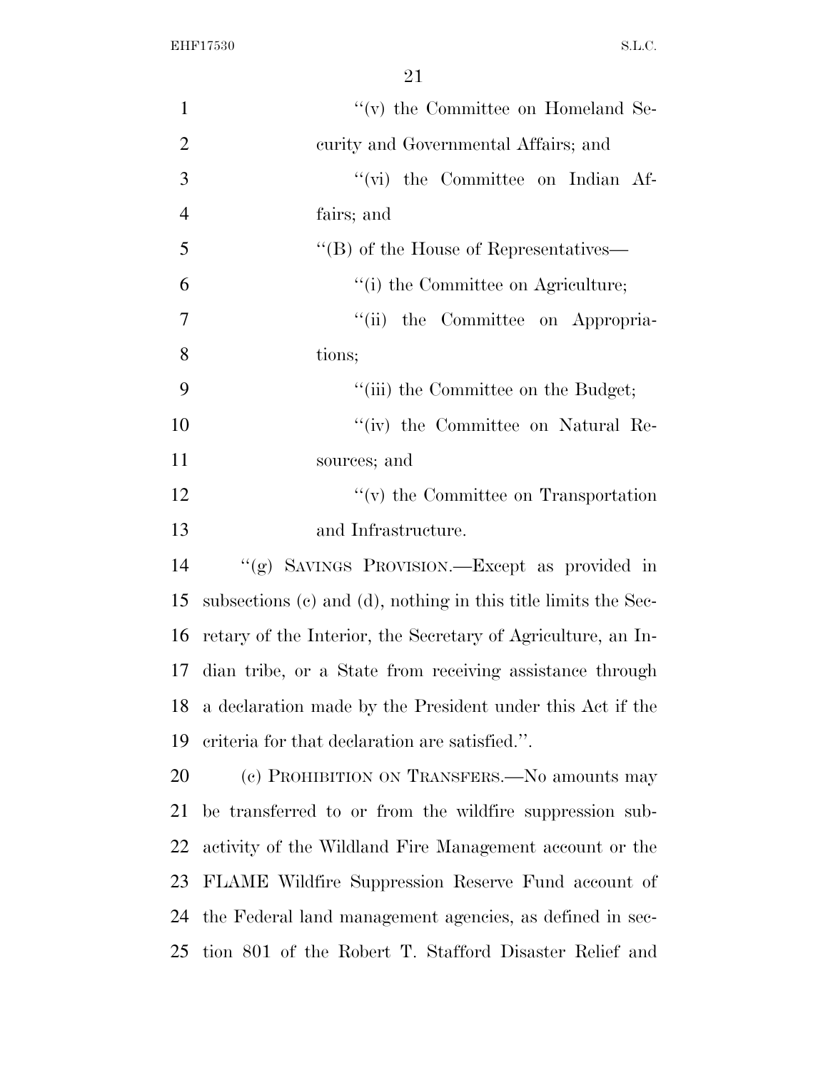''(v) the Committee on Homeland Security and Governmental Affairs; and

''(vi) the Committee on Indian Affairs; and

''(B) of the House of Representatives—

''(i) the Committee on Agriculture;

''(ii) the Committee on Appropriations;

''(iii) the Committee on the Budget;

''(iv) the Committee on Natural Resources; and

''(v) the Committee on Transportation and Infrastructure.

''(g) SAVINGS PROVISION.—Except as provided in subsections (c) and (d), nothing in this title limits the Secretary of the Interior, the Secretary of Agriculture, an Indian tribe, or a State from receiving assistance through a declaration made by the President under this Act if the criteria for that declaration are satisfied.''.

(c) PROHIBITION ON TRANSFERS.—No amounts may be transferred to or from the wildfire suppression subactivity of the Wildland Fire Management account or the FLAME Wildfire Suppression Reserve Fund account of the Federal land management agencies, as defined in section 801 of the Robert T. Stafford Disaster Relief and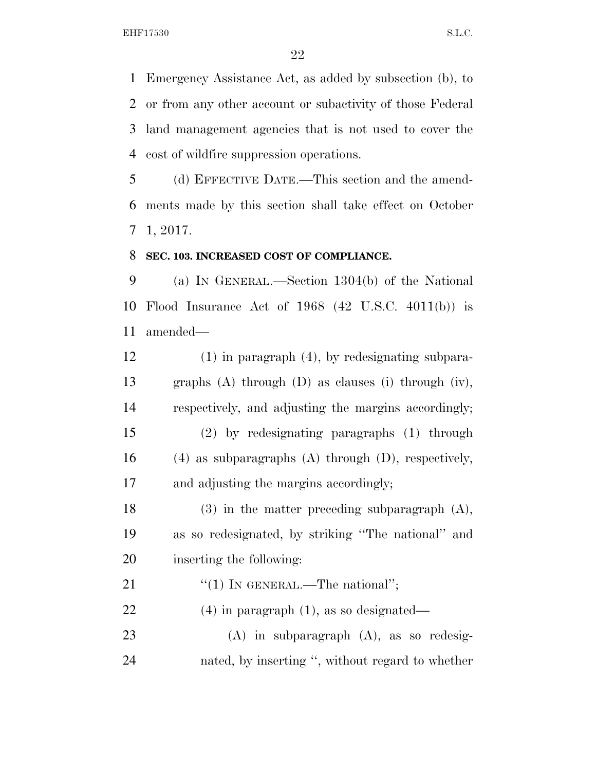Emergency Assistance Act, as added by subsection (b), to or from any other account or subactivity of those Federal land management agencies that is not used to cover the cost of wildfire suppression operations.

(d) EFFECTIVE DATE.—This section and the amendments made by this section shall take effect on October 1, 2017.

**SEC. 103. INCREASED COST OF COMPLIANCE.**

(a) IN GENERAL.—Section 1304(b) of the National Flood Insurance Act of 1968 (42 U.S.C. 4011(b)) is amended—

(1) in paragraph (4), by redesignating subparagraphs (A) through (D) as clauses (i) through (iv), respectively, and adjusting the margins accordingly;

(2) by redesignating paragraphs (1) through (4) as subparagraphs (A) through (D), respectively, and adjusting the margins accordingly;

(3) in the matter preceding subparagraph (A), as so redesignated, by striking ''The national'' and inserting the following:

''(1) IN GENERAL.—The national'';

(4) in paragraph (1), as so designated—

(A) in subparagraph (A), as so redesignated, by inserting '', without regard to whether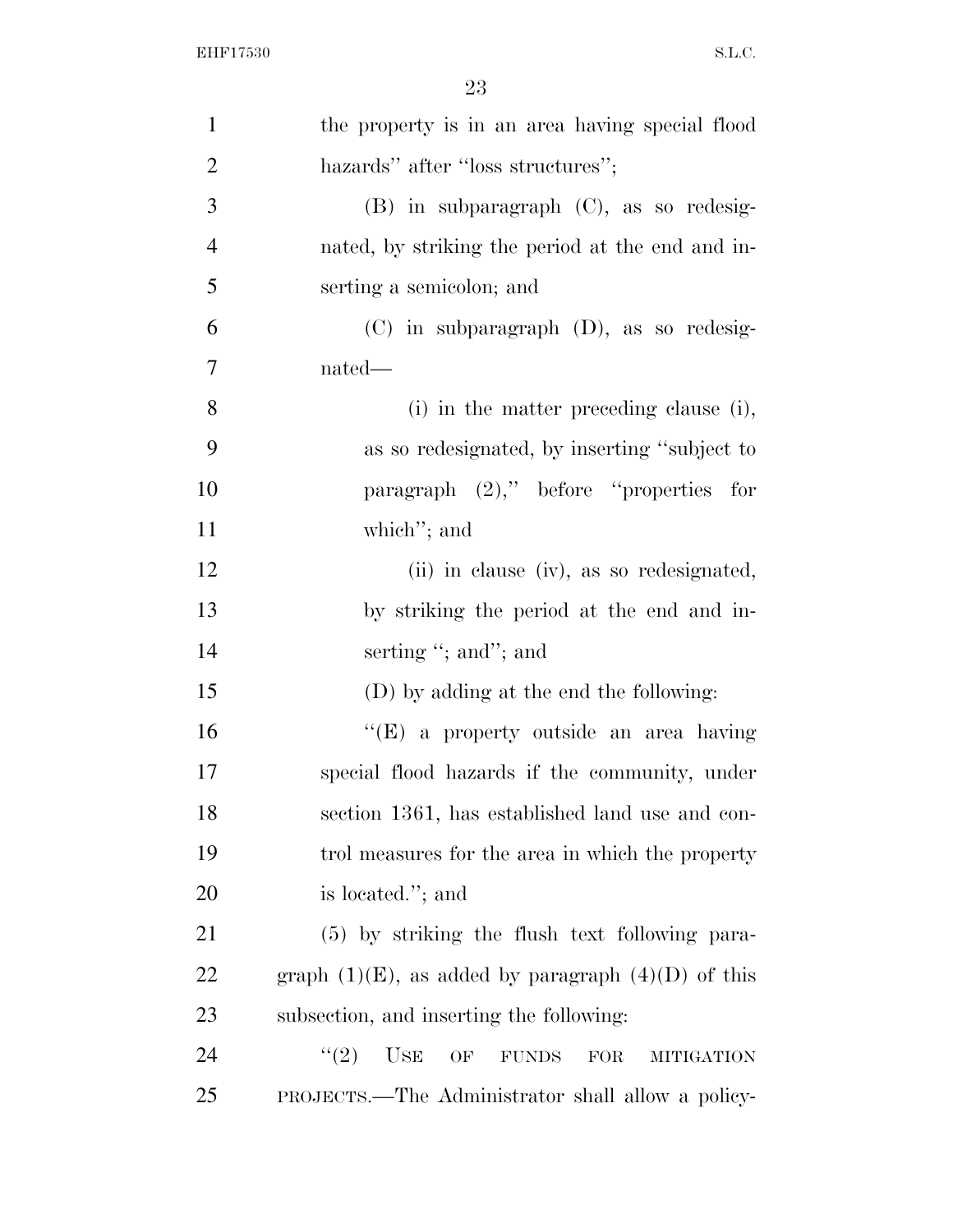the property is in an area having special flood hazards'' after ''loss structures'';

(B) in subparagraph (C), as so redesignated, by striking the period at the end and inserting a semicolon; and

(C) in subparagraph (D), as so redesignated—

(i) in the matter preceding clause (i), as so redesignated, by inserting ''subject to paragraph (2),'' before ''properties for which''; and

(ii) in clause (iv), as so redesignated, by striking the period at the end and inserting ''; and''; and

(D) by adding at the end the following:

''(E) a property outside an area having special flood hazards if the community, under section 1361, has established land use and control measures for the area in which the property is located.''; and

(5) by striking the flush text following paragraph (1)(E), as added by paragraph (4)(D) of this subsection, and inserting the following:

''(2) USE OF FUNDS FOR MITIGATION PROJECTS.—The Administrator shall allow a policy-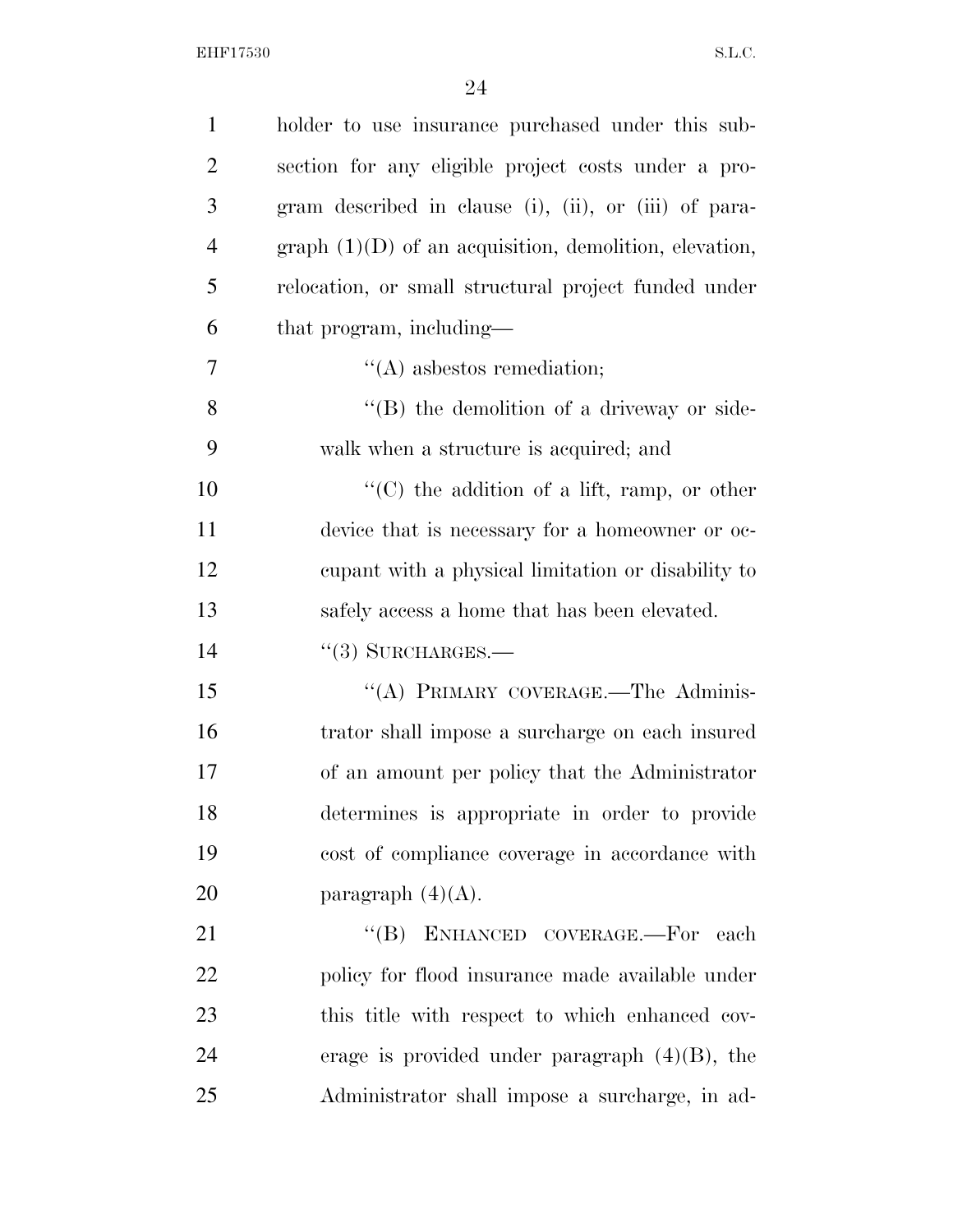holder to use insurance purchased under this subsection for any eligible project costs under a program described in clause (i), (ii), or (iii) of paragraph (1)(D) of an acquisition, demolition, elevation, relocation, or small structural project funded under that program, including—

''(A) asbestos remediation;

''(B) the demolition of a driveway or sidewalk when a structure is acquired; and

''(C) the addition of a lift, ramp, or other device that is necessary for a homeowner or occupant with a physical limitation or disability to safely access a home that has been elevated.

''(3) SURCHARGES.—

''(A) PRIMARY COVERAGE.—The Administrator shall impose a surcharge on each insured of an amount per policy that the Administrator determines is appropriate in order to provide cost of compliance coverage in accordance with paragraph (4)(A).

''(B) ENHANCED COVERAGE.—For each policy for flood insurance made available under this title with respect to which enhanced coverage is provided under paragraph (4)(B), the Administrator shall impose a surcharge, in ad-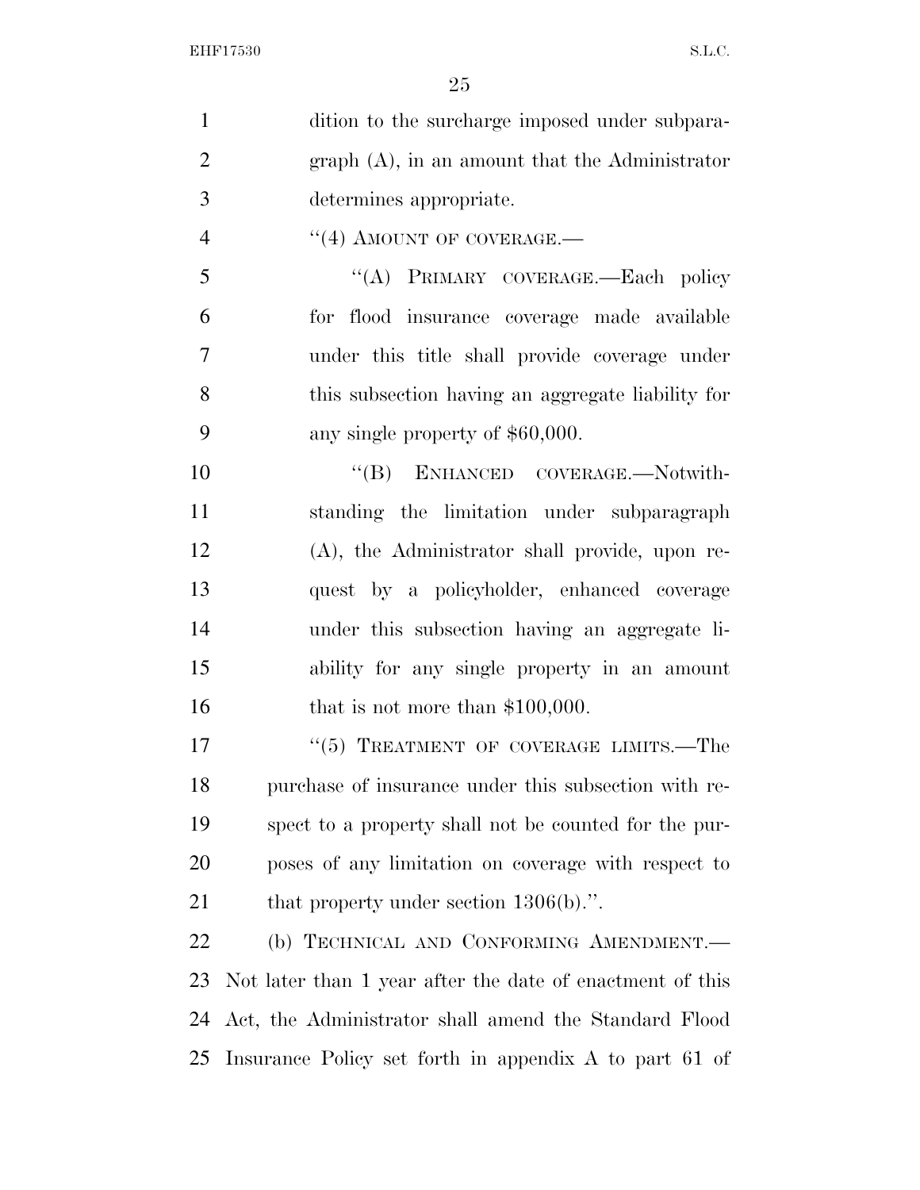dition to the surcharge imposed under subparagraph (A), in an amount that the Administrator determines appropriate.

"(4) AMOUNT OF COVERAGE.—

"(A) PRIMARY COVERAGE.—Each policy for flood insurance coverage made available under this title shall provide coverage under this subsection having an aggregate liability for any single property of $60,000.

"(B) ENHANCED COVERAGE.—Notwithstanding the limitation under subparagraph (A), the Administrator shall provide, upon request by a policyholder, enhanced coverage under this subsection having an aggregate liability for any single property in an amount that is not more than $100,000.

"(5) TREATMENT OF COVERAGE LIMITS.—The purchase of insurance under this subsection with respect to a property shall not be counted for the purposes of any limitation on coverage with respect to that property under section 1306(b).".

(b) TECHNICAL AND CONFORMING AMENDMENT.— Not later than 1 year after the date of enactment of this Act, the Administrator shall amend the Standard Flood Insurance Policy set forth in appendix A to part 61 of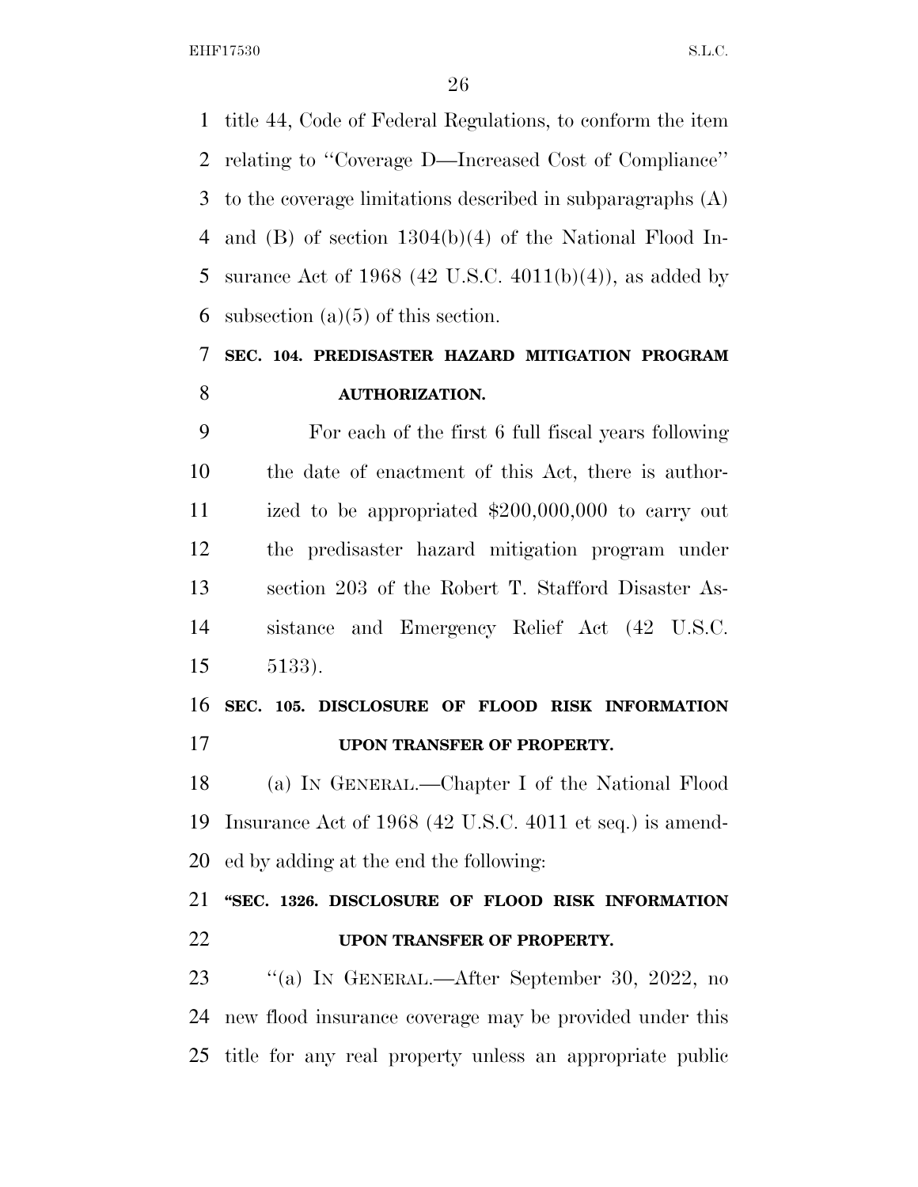title 44, Code of Federal Regulations, to conform the item relating to ''Coverage D—Increased Cost of Compliance'' to the coverage limitations described in subparagraphs (A) and (B) of section 1304(b)(4) of the National Flood Insurance Act of 1968 (42 U.S.C. 4011(b)(4)), as added by subsection (a)(5) of this section.

## SEC. 104. PREDISASTER HAZARD MITIGATION PROGRAM AUTHORIZATION.

For each of the first 6 full fiscal years following the date of enactment of this Act, there is authorized to be appropriated $200,000,000 to carry out the predisaster hazard mitigation program under section 203 of the Robert T. Stafford Disaster Assistance and Emergency Relief Act (42 U.S.C. 5133).

## SEC. 105. DISCLOSURE OF FLOOD RISK INFORMATION UPON TRANSFER OF PROPERTY.

(a) IN GENERAL.—Chapter I of the National Flood Insurance Act of 1968 (42 U.S.C. 4011 et seq.) is amended by adding at the end the following:

## ''SEC. 1326. DISCLOSURE OF FLOOD RISK INFORMATION UPON TRANSFER OF PROPERTY.

''(a) IN GENERAL.—After September 30, 2022, no new flood insurance coverage may be provided under this title for any real property unless an appropriate public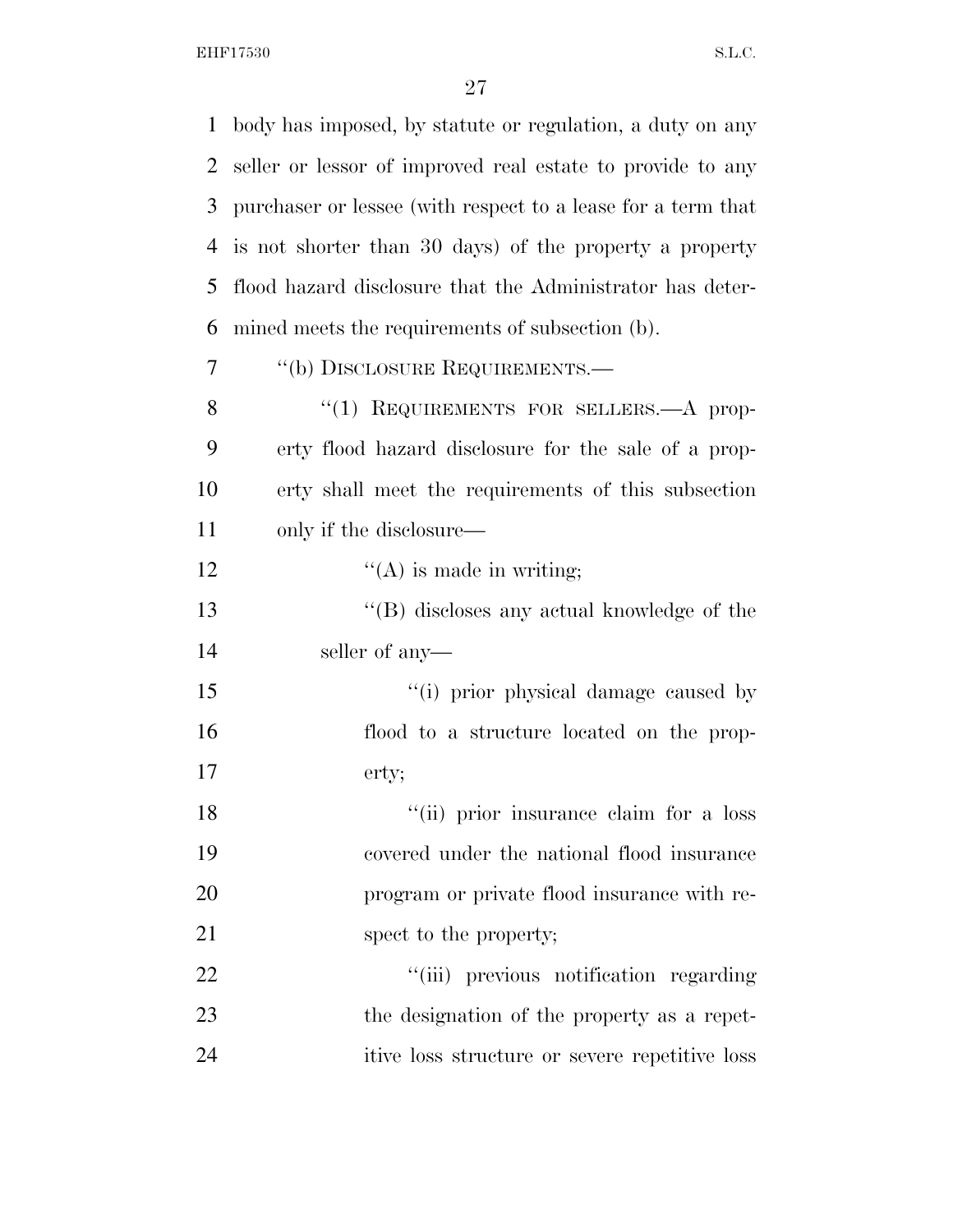body has imposed, by statute or regulation, a duty on any seller or lessor of improved real estate to provide to any purchaser or lessee (with respect to a lease for a term that is not shorter than 30 days) of the property a property flood hazard disclosure that the Administrator has determined meets the requirements of subsection (b).

"(b) DISCLOSURE REQUIREMENTS.—

"(1) REQUIREMENTS FOR SELLERS.—A property flood hazard disclosure for the sale of a property shall meet the requirements of this subsection only if the disclosure—

"(A) is made in writing;

"(B) discloses any actual knowledge of the seller of any—

"(i) prior physical damage caused by flood to a structure located on the property;

"(ii) prior insurance claim for a loss covered under the national flood insurance program or private flood insurance with respect to the property;

"(iii) previous notification regarding the designation of the property as a repetitive loss structure or severe repetitive loss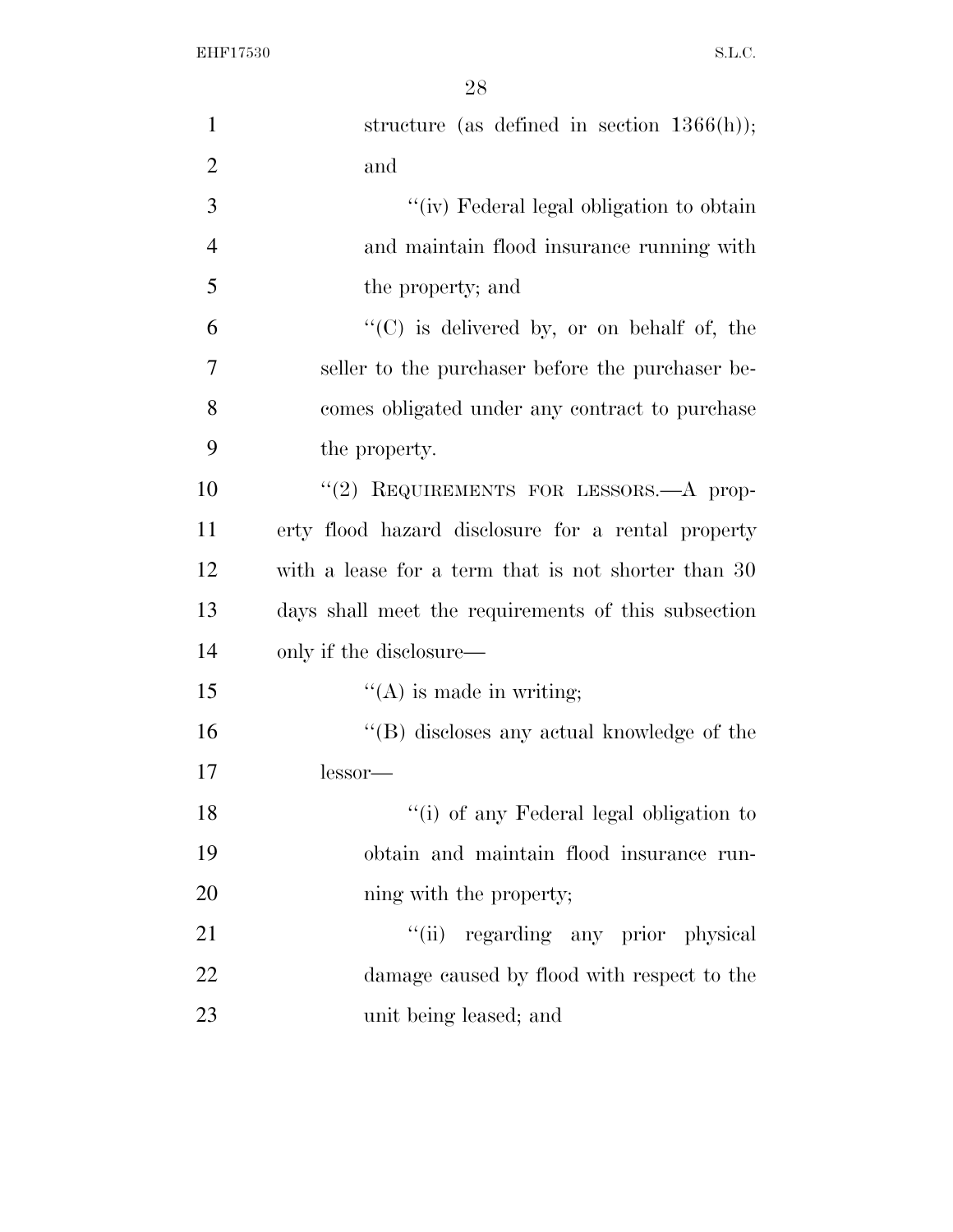structure (as defined in section 1366(h)); and

''(iv) Federal legal obligation to obtain and maintain flood insurance running with the property; and

''(C) is delivered by, or on behalf of, the seller to the purchaser before the purchaser becomes obligated under any contract to purchase the property.

''(2) REQUIREMENTS FOR LESSORS.—A property flood hazard disclosure for a rental property with a lease for a term that is not shorter than 30 days shall meet the requirements of this subsection only if the disclosure—

''(A) is made in writing;

''(B) discloses any actual knowledge of the lessor—

''(i) of any Federal legal obligation to obtain and maintain flood insurance running with the property;

''(ii) regarding any prior physical damage caused by flood with respect to the unit being leased; and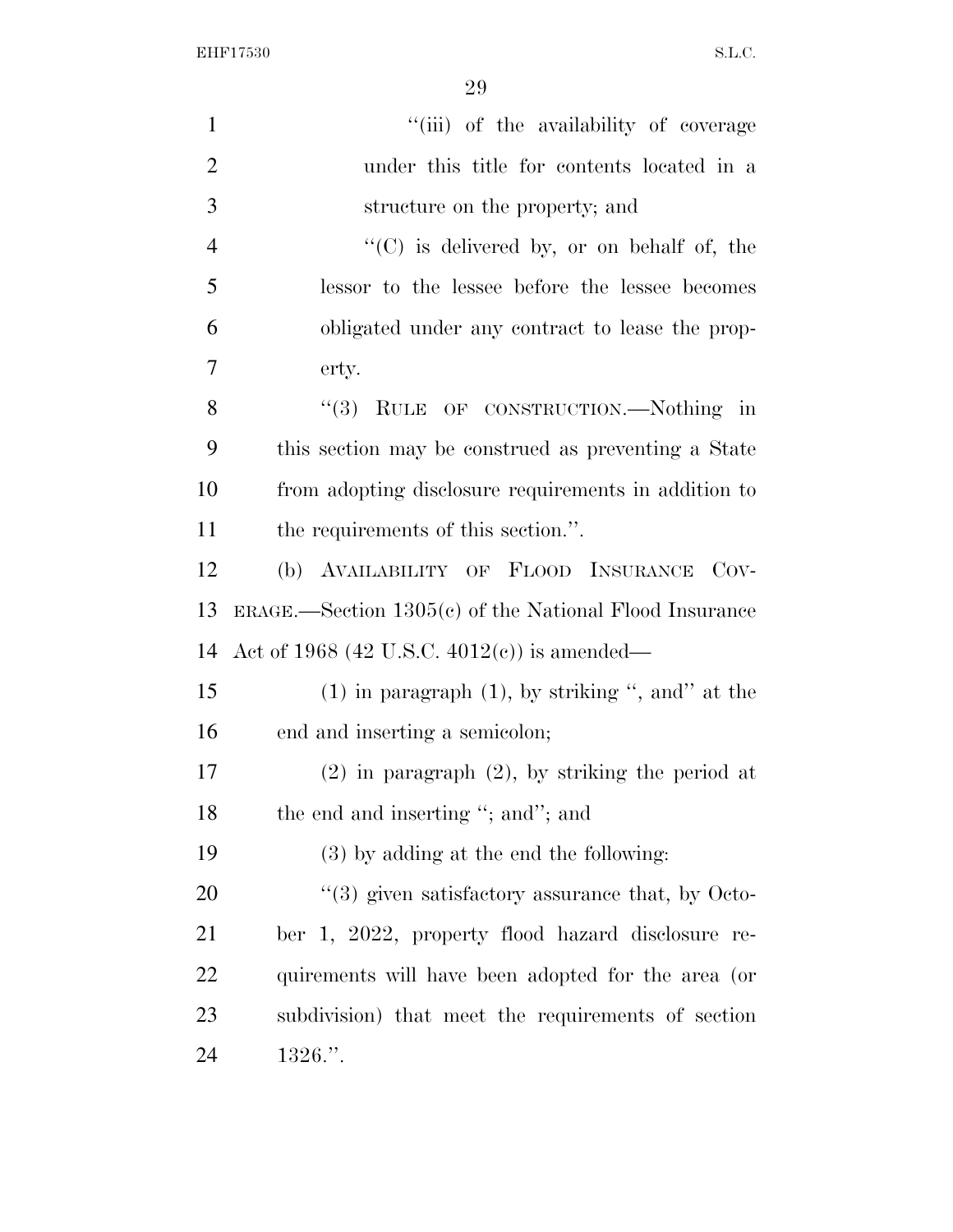"(iii) of the availability of coverage under this title for contents located in a structure on the property; and

"(C) is delivered by, or on behalf of, the lessor to the lessee before the lessee becomes obligated under any contract to lease the property.

"(3) RULE OF CONSTRUCTION.—Nothing in this section may be construed as preventing a State from adopting disclosure requirements in addition to the requirements of this section.".

(b) AVAILABILITY OF FLOOD INSURANCE COVERAGE.—Section 1305(c) of the National Flood Insurance Act of 1968 (42 U.S.C. 4012(c)) is amended—

(1) in paragraph (1), by striking ", and" at the end and inserting a semicolon;

(2) in paragraph (2), by striking the period at the end and inserting "; and"; and

(3) by adding at the end the following:

"(3) given satisfactory assurance that, by October 1, 2022, property flood hazard disclosure requirements will have been adopted for the area (or subdivision) that meet the requirements of section 1326.".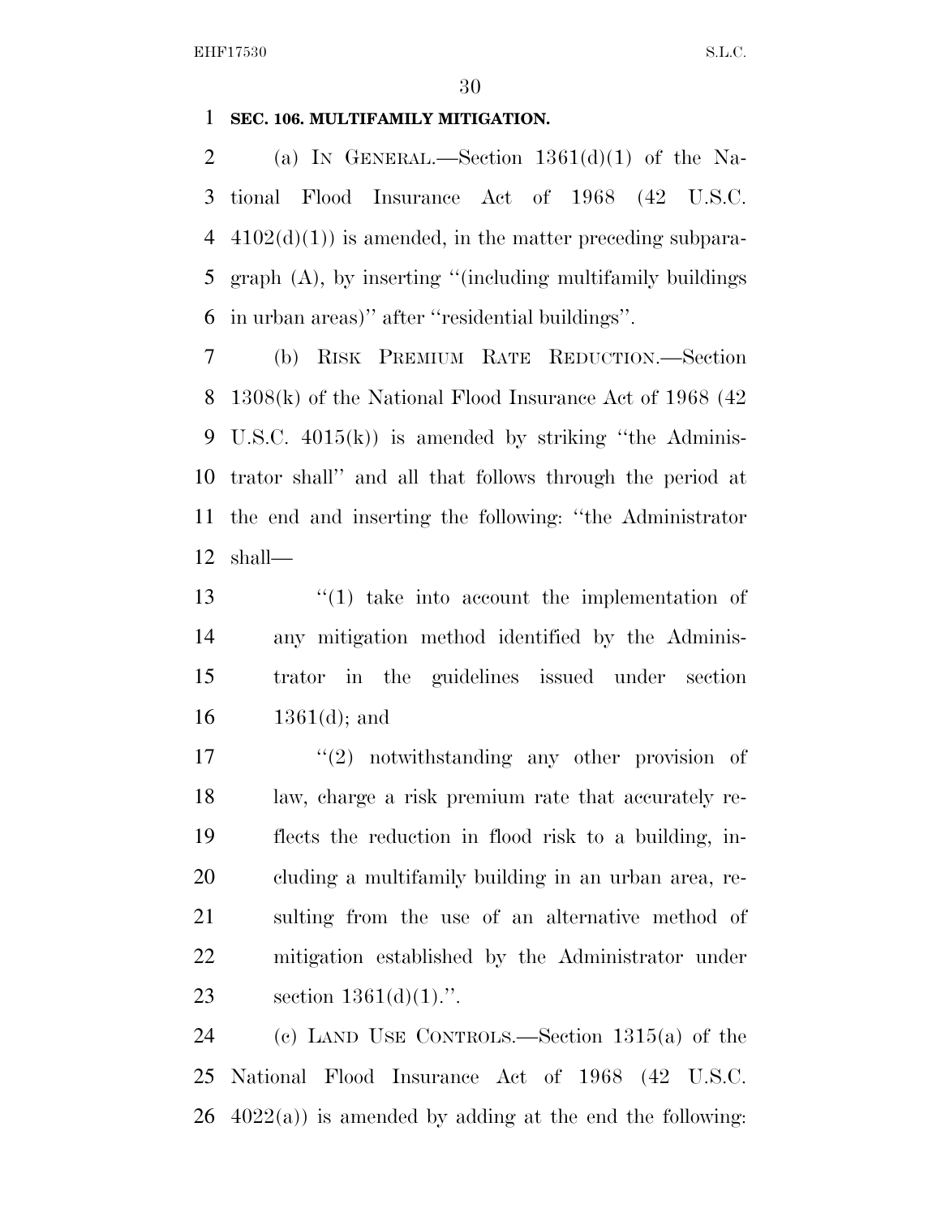**SEC. 106. MULTIFAMILY MITIGATION.**

(a) IN GENERAL.—Section 1361(d)(1) of the National Flood Insurance Act of 1968 (42 U.S.C. 4102(d)(1)) is amended, in the matter preceding subparagraph (A), by inserting ''(including multifamily buildings in urban areas)'' after ''residential buildings''.

(b) RISK PREMIUM RATE REDUCTION.—Section 1308(k) of the National Flood Insurance Act of 1968 (42 U.S.C. 4015(k)) is amended by striking ''the Administrator shall'' and all that follows through the period at the end and inserting the following: ''the Administrator shall—

> ''(1) take into account the implementation of any mitigation method identified by the Administrator in the guidelines issued under section 1361(d); and
>
> ''(2) notwithstanding any other provision of law, charge a risk premium rate that accurately reflects the reduction in flood risk to a building, including a multifamily building in an urban area, resulting from the use of an alternative method of mitigation established by the Administrator under section 1361(d)(1).''.

(c) LAND USE CONTROLS.—Section 1315(a) of the National Flood Insurance Act of 1968 (42 U.S.C. 4022(a)) is amended by adding at the end the following: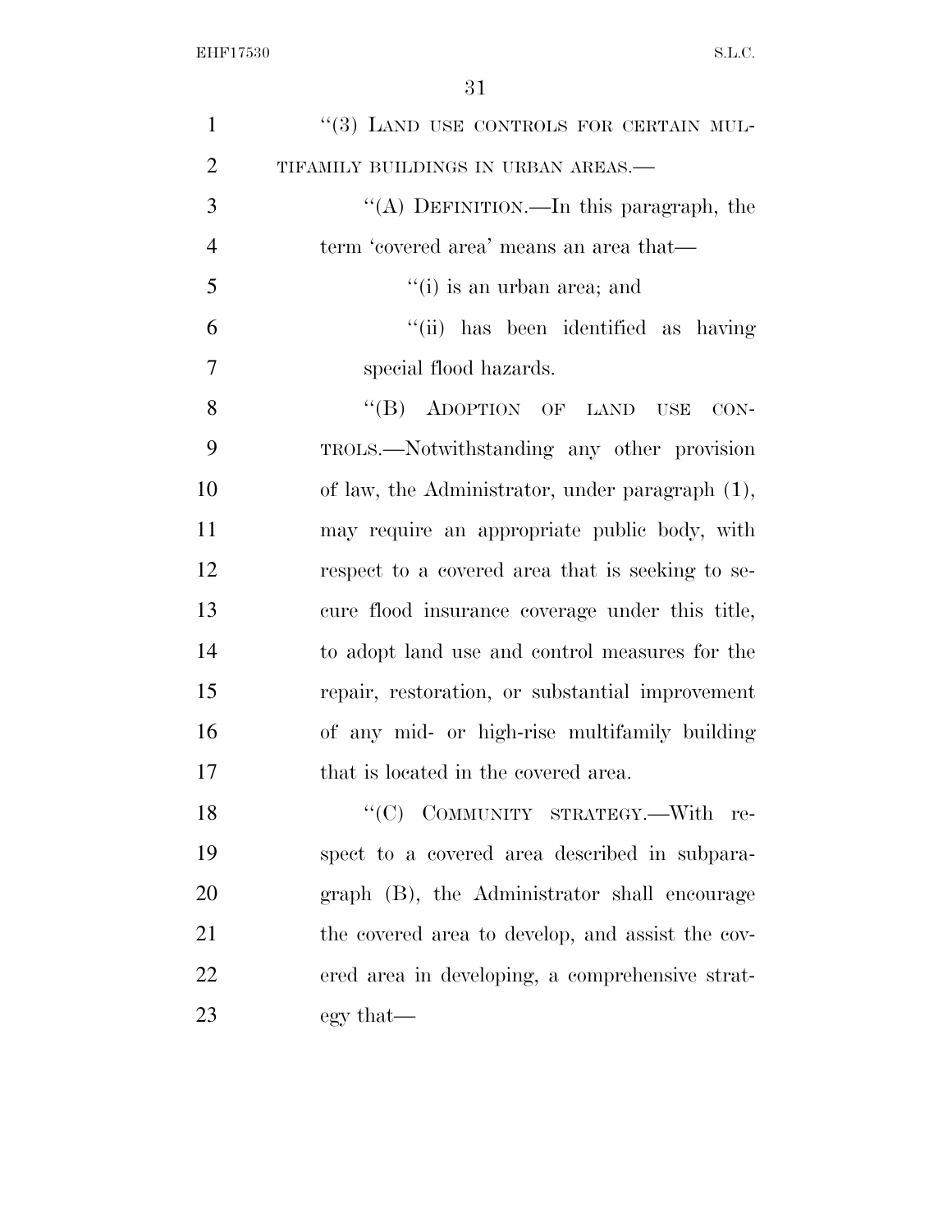"(3) LAND USE CONTROLS FOR CERTAIN MULTIFAMILY BUILDINGS IN URBAN AREAS.—

"(A) DEFINITION.—In this paragraph, the term 'covered area' means an area that—

"(i) is an urban area; and

"(ii) has been identified as having special flood hazards.

"(B) ADOPTION OF LAND USE CONTROLS.—Notwithstanding any other provision of law, the Administrator, under paragraph (1), may require an appropriate public body, with respect to a covered area that is seeking to secure flood insurance coverage under this title, to adopt land use and control measures for the repair, restoration, or substantial improvement of any mid- or high-rise multifamily building that is located in the covered area.

"(C) COMMUNITY STRATEGY.—With respect to a covered area described in subparagraph (B), the Administrator shall encourage the covered area to develop, and assist the covered area in developing, a comprehensive strategy that—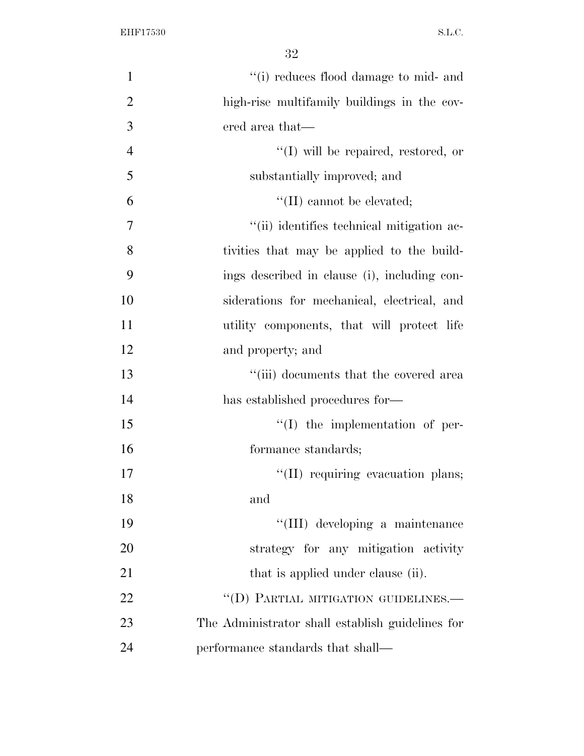"(i) reduces flood damage to mid- and high-rise multifamily buildings in the covered area that—

"(I) will be repaired, restored, or substantially improved; and

"(II) cannot be elevated;

"(ii) identifies technical mitigation activities that may be applied to the buildings described in clause (i), including considerations for mechanical, electrical, and utility components, that will protect life and property; and

"(iii) documents that the covered area has established procedures for—

"(I) the implementation of performance standards;

"(II) requiring evacuation plans; and

"(III) developing a maintenance strategy for any mitigation activity that is applied under clause (ii).

"(D) PARTIAL MITIGATION GUIDELINES.—The Administrator shall establish guidelines for performance standards that shall—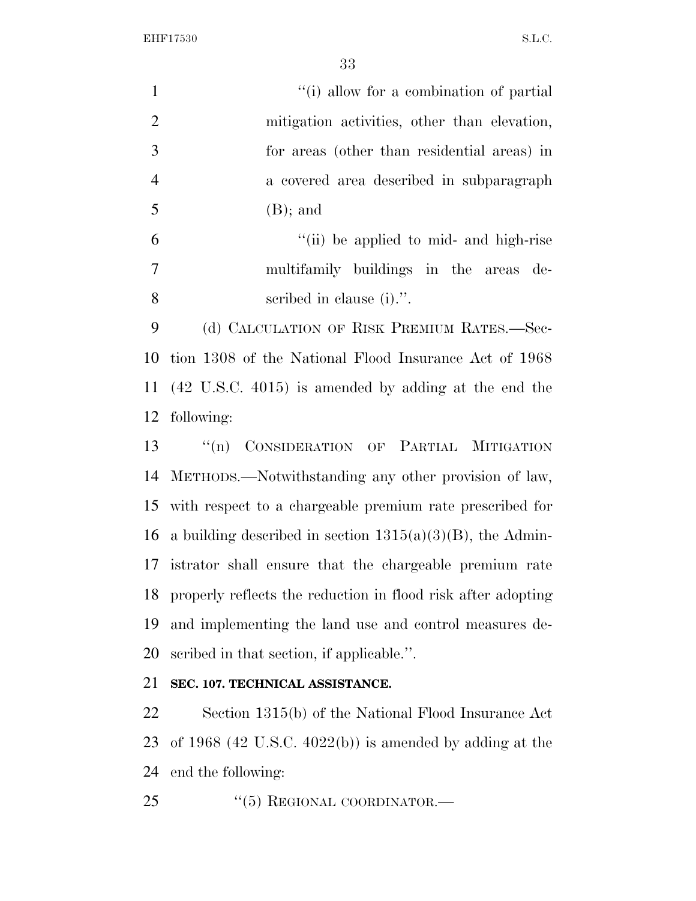"(i) allow for a combination of partial mitigation activities, other than elevation, for areas (other than residential areas) in a covered area described in subparagraph (B); and

"(ii) be applied to mid- and high-rise multifamily buildings in the areas described in clause (i).".

(d) CALCULATION OF RISK PREMIUM RATES.—Section 1308 of the National Flood Insurance Act of 1968 (42 U.S.C. 4015) is amended by adding at the end the following:

"(n) CONSIDERATION OF PARTIAL MITIGATION METHODS.—Notwithstanding any other provision of law, with respect to a chargeable premium rate prescribed for a building described in section 1315(a)(3)(B), the Administrator shall ensure that the chargeable premium rate properly reflects the reduction in flood risk after adopting and implementing the land use and control measures described in that section, if applicable.".

**SEC. 107. TECHNICAL ASSISTANCE.**

Section 1315(b) of the National Flood Insurance Act of 1968 (42 U.S.C. 4022(b)) is amended by adding at the end the following:

"(5) REGIONAL COORDINATOR.—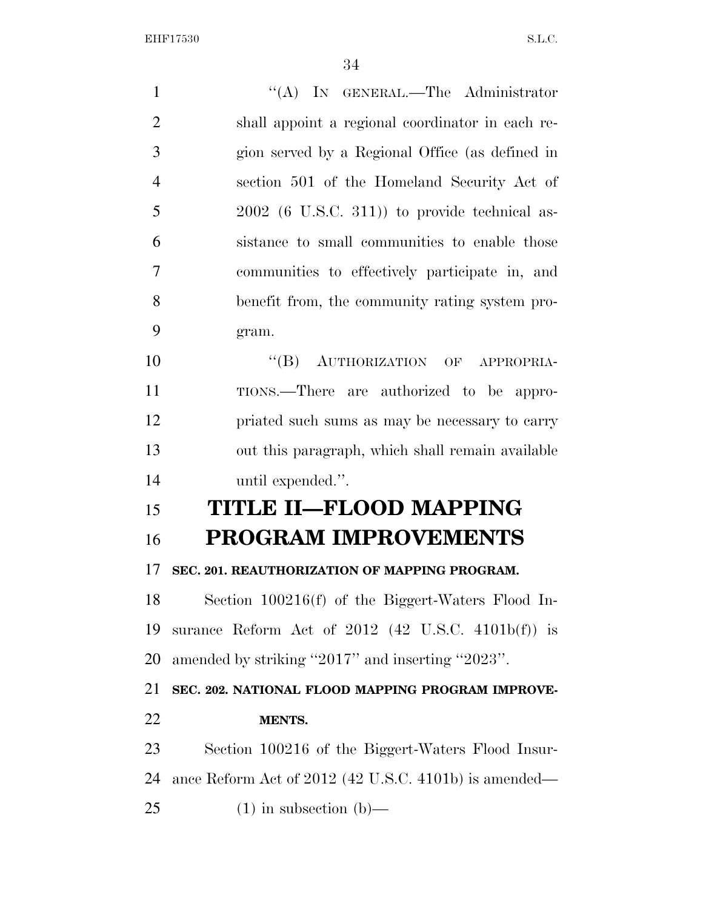"(A) IN GENERAL.—The Administrator shall appoint a regional coordinator in each region served by a Regional Office (as defined in section 501 of the Homeland Security Act of 2002 (6 U.S.C. 311)) to provide technical assistance to small communities to enable those communities to effectively participate in, and benefit from, the community rating system program.

"(B) AUTHORIZATION OF APPROPRIATIONS.—There are authorized to be appropriated such sums as may be necessary to carry out this paragraph, which shall remain available until expended.".

# TITLE II—FLOOD MAPPING PROGRAM IMPROVEMENTS

**SEC. 201. REAUTHORIZATION OF MAPPING PROGRAM.**

Section 100216(f) of the Biggert-Waters Flood Insurance Reform Act of 2012 (42 U.S.C. 4101b(f)) is amended by striking "2017" and inserting "2023".

**SEC. 202. NATIONAL FLOOD MAPPING PROGRAM IMPROVEMENTS.**

Section 100216 of the Biggert-Waters Flood Insurance Reform Act of 2012 (42 U.S.C. 4101b) is amended—

(1) in subsection (b)—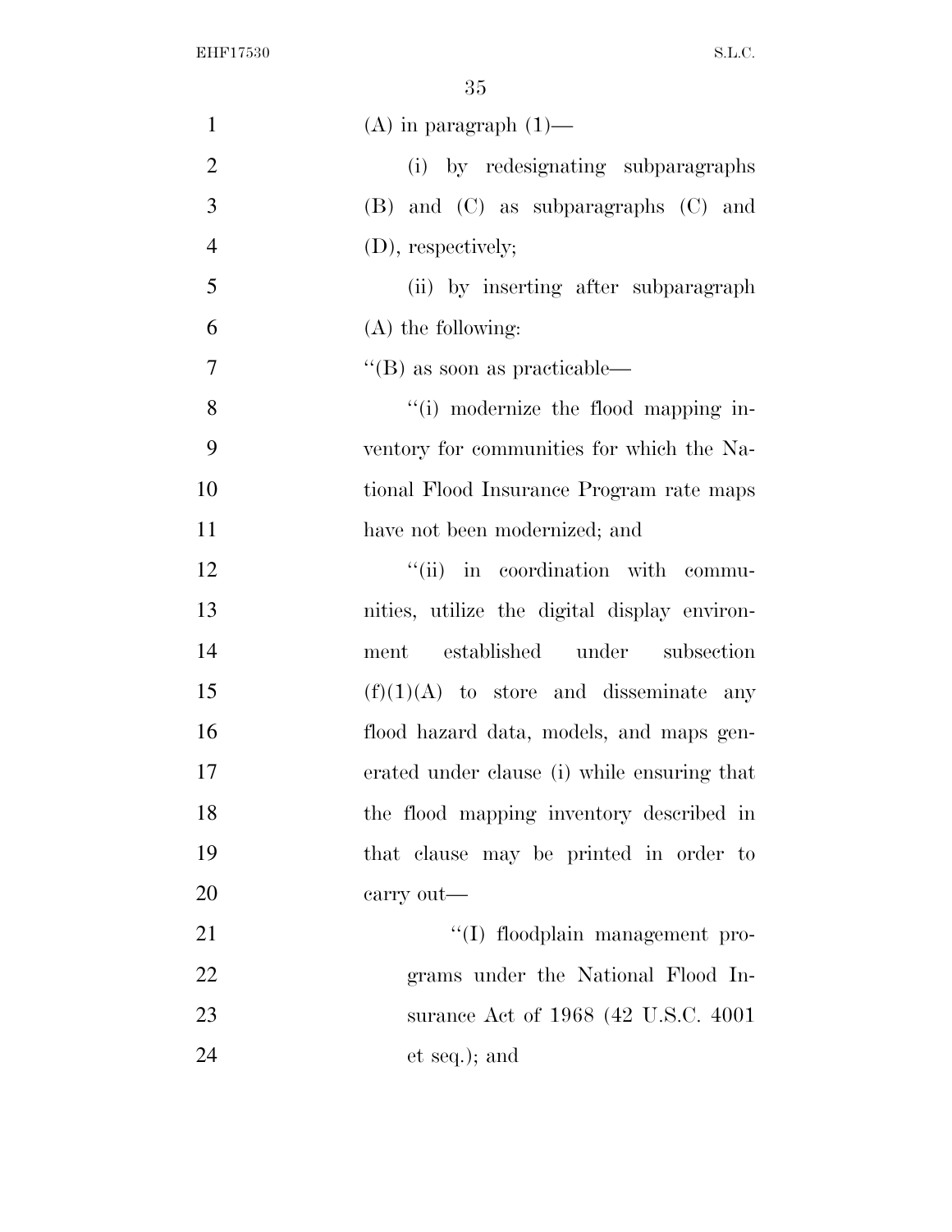(A) in paragraph (1)—

(i) by redesignating subparagraphs (B) and (C) as subparagraphs (C) and (D), respectively;

(ii) by inserting after subparagraph (A) the following:

''(B) as soon as practicable—

''(i) modernize the flood mapping inventory for communities for which the National Flood Insurance Program rate maps have not been modernized; and

''(ii) in coordination with communities, utilize the digital display environment established under subsection (f)(1)(A) to store and disseminate any flood hazard data, models, and maps generated under clause (i) while ensuring that the flood mapping inventory described in that clause may be printed in order to carry out—

''(I) floodplain management programs under the National Flood Insurance Act of 1968 (42 U.S.C. 4001 et seq.); and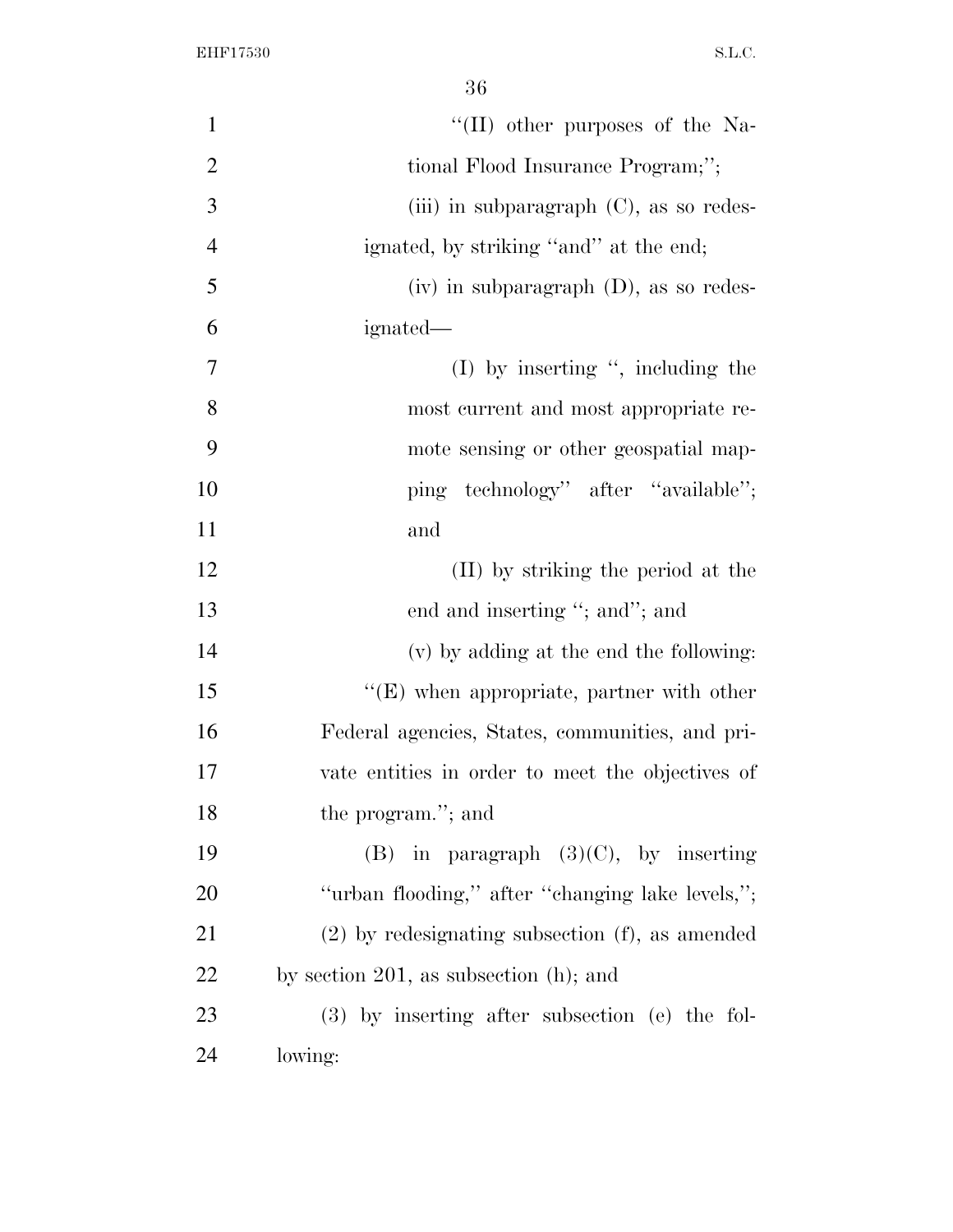"(II) other purposes of the National Flood Insurance Program;";

(iii) in subparagraph (C), as so redesignated, by striking "and" at the end;

(iv) in subparagraph (D), as so redesignated—

(I) by inserting ", including the most current and most appropriate remote sensing or other geospatial mapping technology" after "available"; and

(II) by striking the period at the end and inserting "; and"; and

(v) by adding at the end the following:

"(E) when appropriate, partner with other Federal agencies, States, communities, and private entities in order to meet the objectives of the program."; and

(B) in paragraph (3)(C), by inserting "urban flooding," after "changing lake levels,";

(2) by redesignating subsection (f), as amended by section 201, as subsection (h); and

(3) by inserting after subsection (e) the following: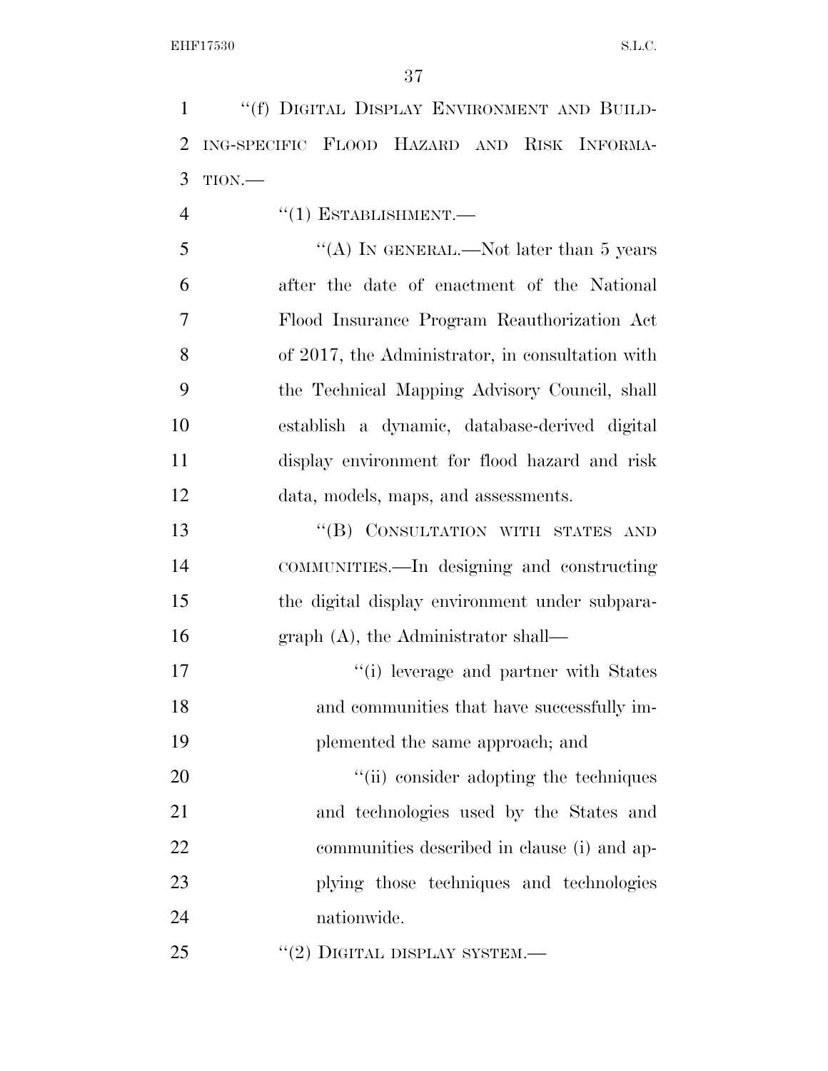"(f) DIGITAL DISPLAY ENVIRONMENT AND BUILDING-SPECIFIC FLOOD HAZARD AND RISK INFORMATION.—

"(1) ESTABLISHMENT.—

"(A) IN GENERAL.—Not later than 5 years after the date of enactment of the National Flood Insurance Program Reauthorization Act of 2017, the Administrator, in consultation with the Technical Mapping Advisory Council, shall establish a dynamic, database-derived digital display environment for flood hazard and risk data, models, maps, and assessments.

"(B) CONSULTATION WITH STATES AND COMMUNITIES.—In designing and constructing the digital display environment under subparagraph (A), the Administrator shall—

"(i) leverage and partner with States and communities that have successfully implemented the same approach; and

"(ii) consider adopting the techniques and technologies used by the States and communities described in clause (i) and applying those techniques and technologies nationwide.

"(2) DIGITAL DISPLAY SYSTEM.—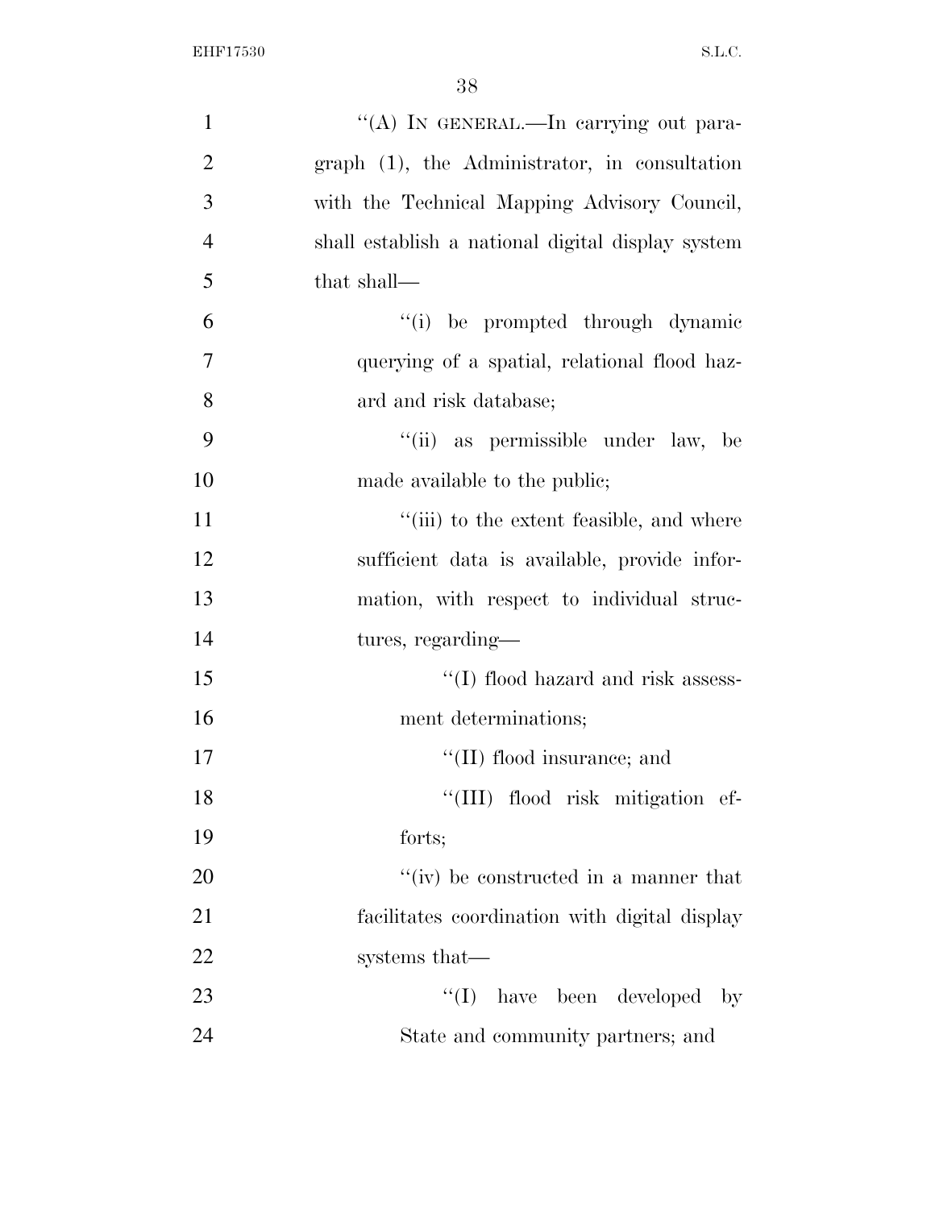''(A) IN GENERAL.—In carrying out paragraph (1), the Administrator, in consultation with the Technical Mapping Advisory Council, shall establish a national digital display system that shall—

''(i) be prompted through dynamic querying of a spatial, relational flood hazard and risk database;

''(ii) as permissible under law, be made available to the public;

''(iii) to the extent feasible, and where sufficient data is available, provide information, with respect to individual structures, regarding—

''(I) flood hazard and risk assessment determinations;

''(II) flood insurance; and

''(III) flood risk mitigation efforts;

''(iv) be constructed in a manner that facilitates coordination with digital display systems that—

''(I) have been developed by State and community partners; and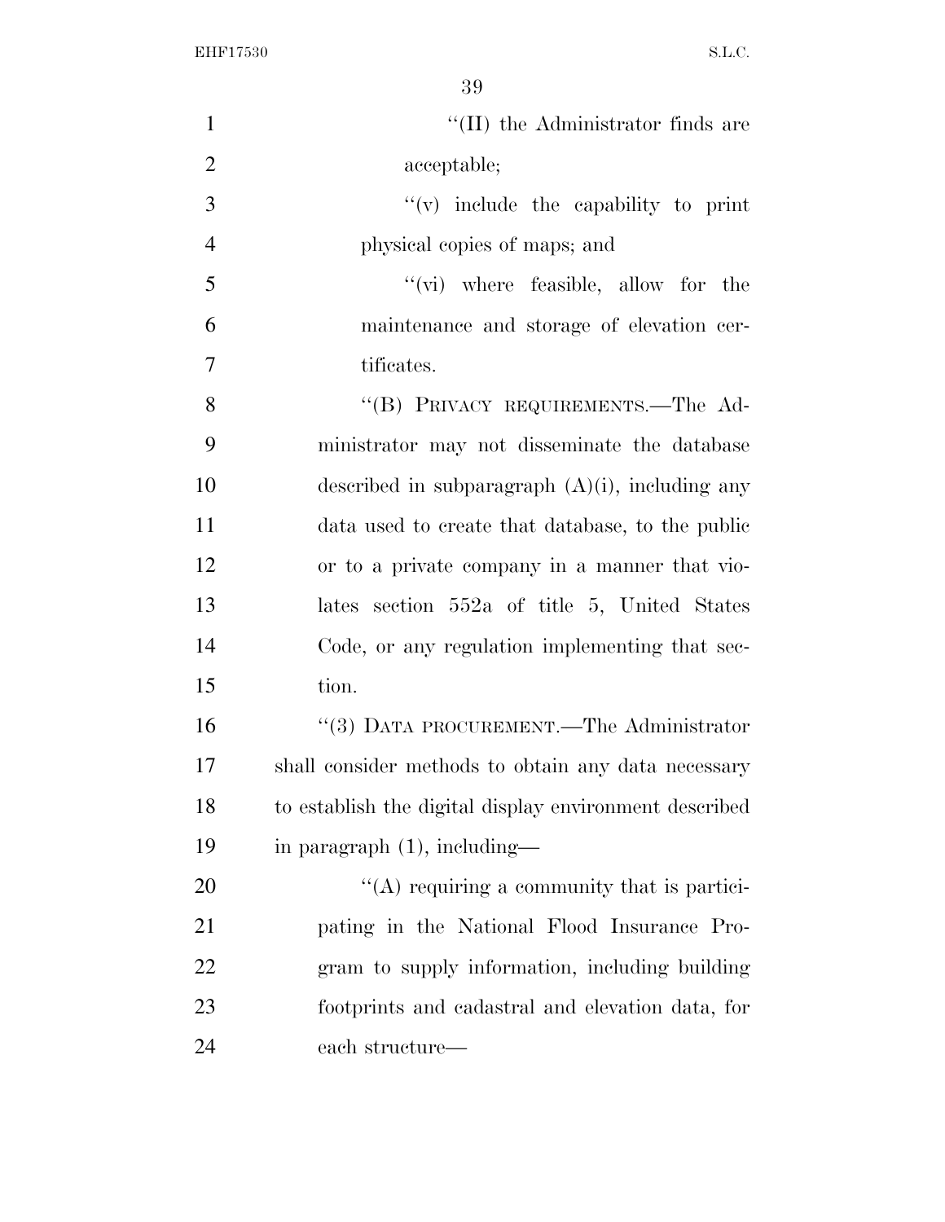"(II) the Administrator finds are acceptable;

"(v) include the capability to print physical copies of maps; and

"(vi) where feasible, allow for the maintenance and storage of elevation certificates.

"(B) PRIVACY REQUIREMENTS.—The Administrator may not disseminate the database described in subparagraph (A)(i), including any data used to create that database, to the public or to a private company in a manner that violates section 552a of title 5, United States Code, or any regulation implementing that section.

"(3) DATA PROCUREMENT.—The Administrator shall consider methods to obtain any data necessary to establish the digital display environment described in paragraph (1), including—

"(A) requiring a community that is participating in the National Flood Insurance Program to supply information, including building footprints and cadastral and elevation data, for each structure—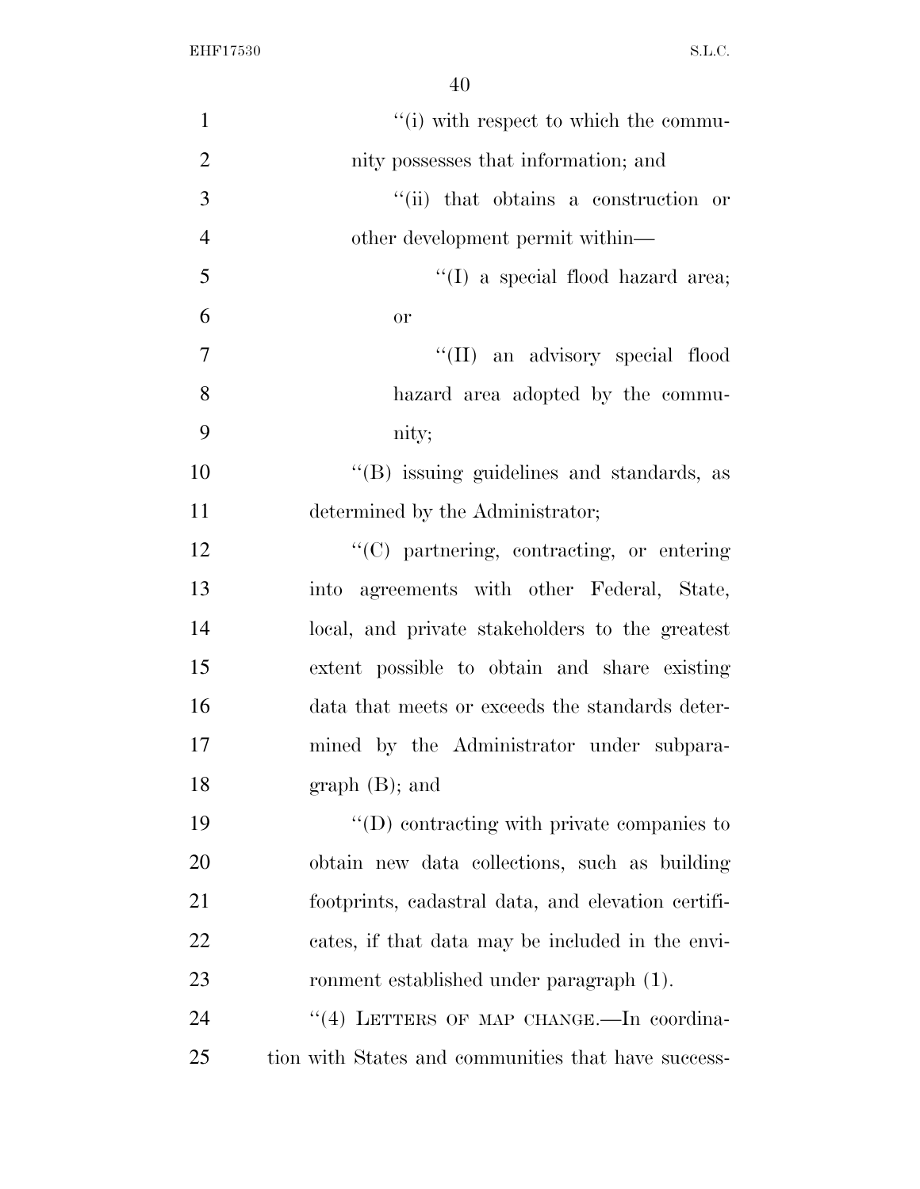''(i) with respect to which the community possesses that information; and

''(ii) that obtains a construction or other development permit within—

''(I) a special flood hazard area; or

''(II) an advisory special flood hazard area adopted by the community;

''(B) issuing guidelines and standards, as determined by the Administrator;

''(C) partnering, contracting, or entering into agreements with other Federal, State, local, and private stakeholders to the greatest extent possible to obtain and share existing data that meets or exceeds the standards determined by the Administrator under subparagraph (B); and

''(D) contracting with private companies to obtain new data collections, such as building footprints, cadastral data, and elevation certificates, if that data may be included in the environment established under paragraph (1).

''(4) LETTERS OF MAP CHANGE.—In coordination with States and communities that have success-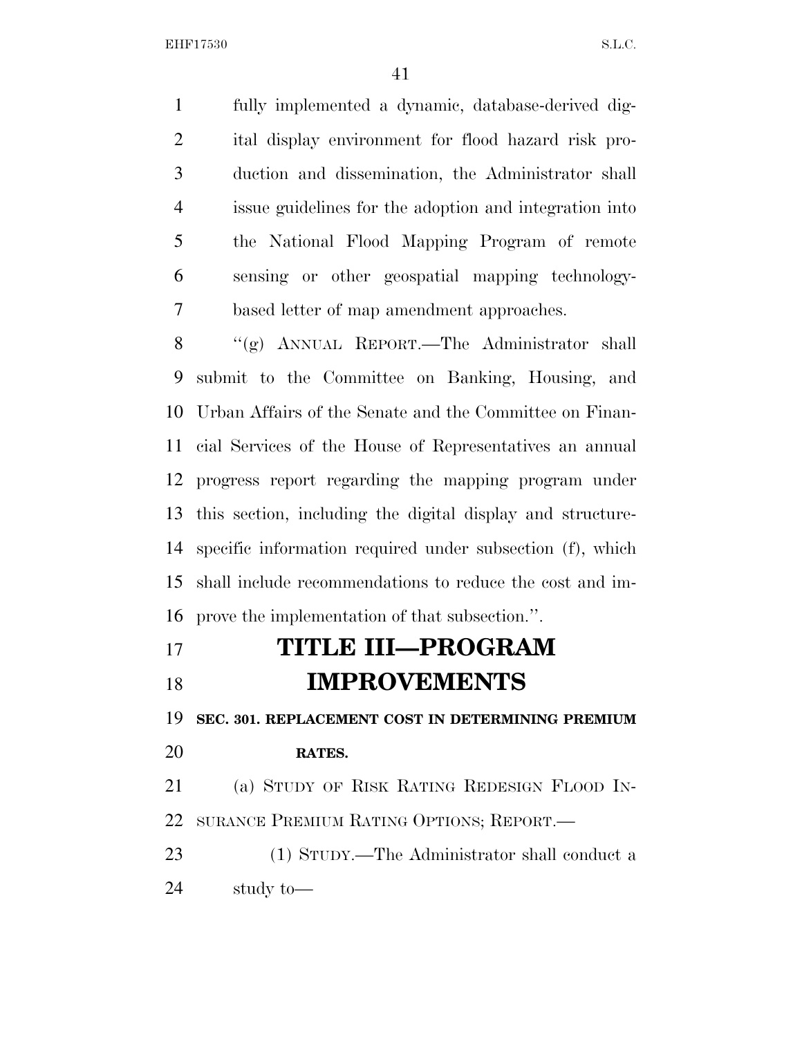fully implemented a dynamic, database-derived digital display environment for flood hazard risk production and dissemination, the Administrator shall issue guidelines for the adoption and integration into the National Flood Mapping Program of remote sensing or other geospatial mapping technology-based letter of map amendment approaches.

''(g) ANNUAL REPORT.—The Administrator shall submit to the Committee on Banking, Housing, and Urban Affairs of the Senate and the Committee on Financial Services of the House of Representatives an annual progress report regarding the mapping program under this section, including the digital display and structure-specific information required under subsection (f), which shall include recommendations to reduce the cost and improve the implementation of that subsection.''.

# TITLE III—PROGRAM IMPROVEMENTS

**SEC. 301. REPLACEMENT COST IN DETERMINING PREMIUM RATES.**

(a) STUDY OF RISK RATING REDESIGN FLOOD INSURANCE PREMIUM RATING OPTIONS; REPORT.—

(1) STUDY.—The Administrator shall conduct a study to—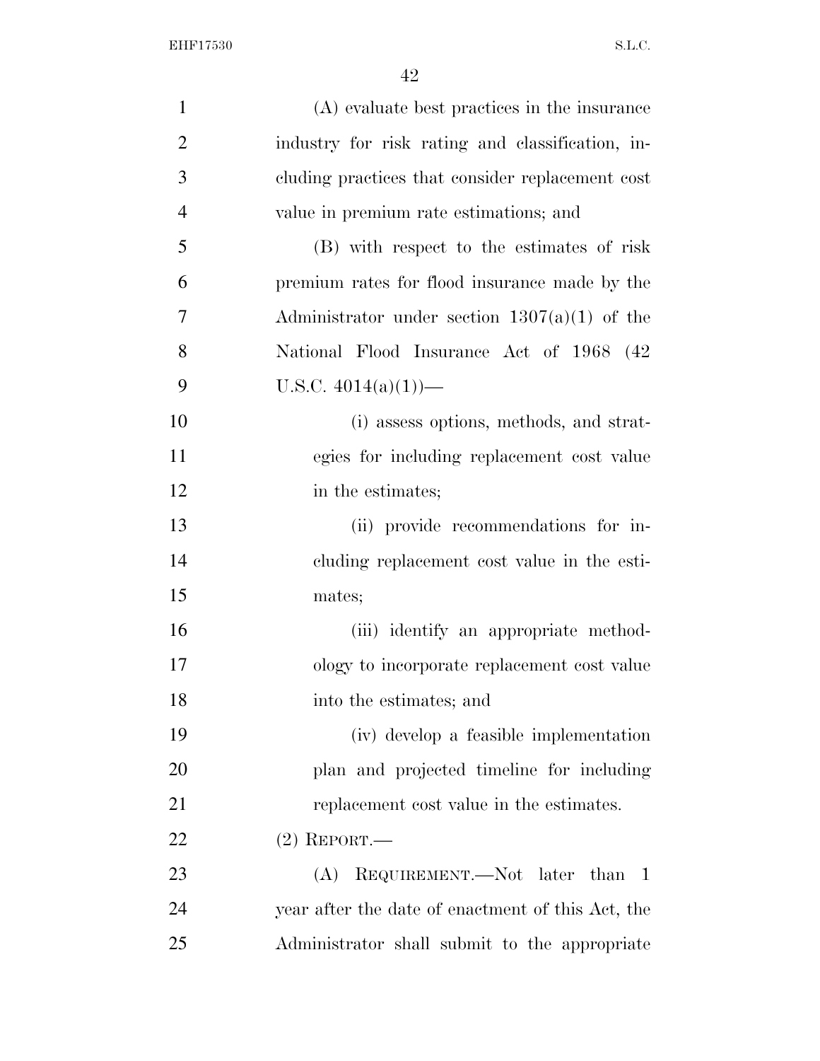(A) evaluate best practices in the insurance industry for risk rating and classification, including practices that consider replacement cost value in premium rate estimations; and

(B) with respect to the estimates of risk premium rates for flood insurance made by the Administrator under section 1307(a)(1) of the National Flood Insurance Act of 1968 (42 U.S.C. 4014(a)(1))—

(i) assess options, methods, and strategies for including replacement cost value in the estimates;

(ii) provide recommendations for including replacement cost value in the estimates;

(iii) identify an appropriate methodology to incorporate replacement cost value into the estimates; and

(iv) develop a feasible implementation plan and projected timeline for including replacement cost value in the estimates.

(2) REPORT.—

(A) REQUIREMENT.—Not later than 1 year after the date of enactment of this Act, the Administrator shall submit to the appropriate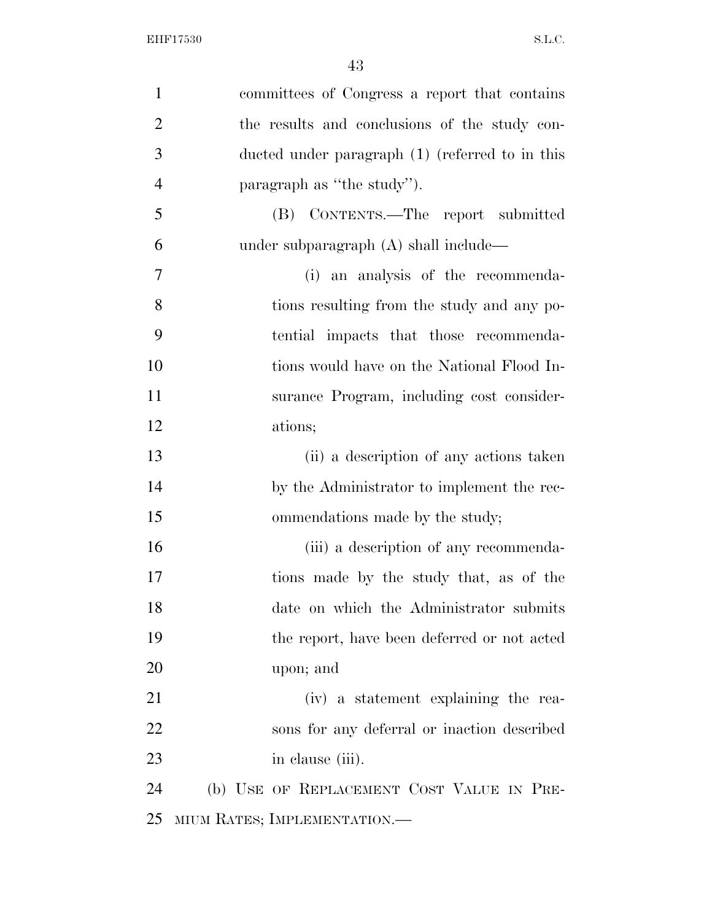committees of Congress a report that contains the results and conclusions of the study conducted under paragraph (1) (referred to in this paragraph as "the study").

(B) CONTENTS.—The report submitted under subparagraph (A) shall include—

(i) an analysis of the recommendations resulting from the study and any potential impacts that those recommendations would have on the National Flood Insurance Program, including cost considerations;

(ii) a description of any actions taken by the Administrator to implement the recommendations made by the study;

(iii) a description of any recommendations made by the study that, as of the date on which the Administrator submits the report, have been deferred or not acted upon; and

(iv) a statement explaining the reasons for any deferral or inaction described in clause (iii).

(b) USE OF REPLACEMENT COST VALUE IN PREMIUM RATES; IMPLEMENTATION.—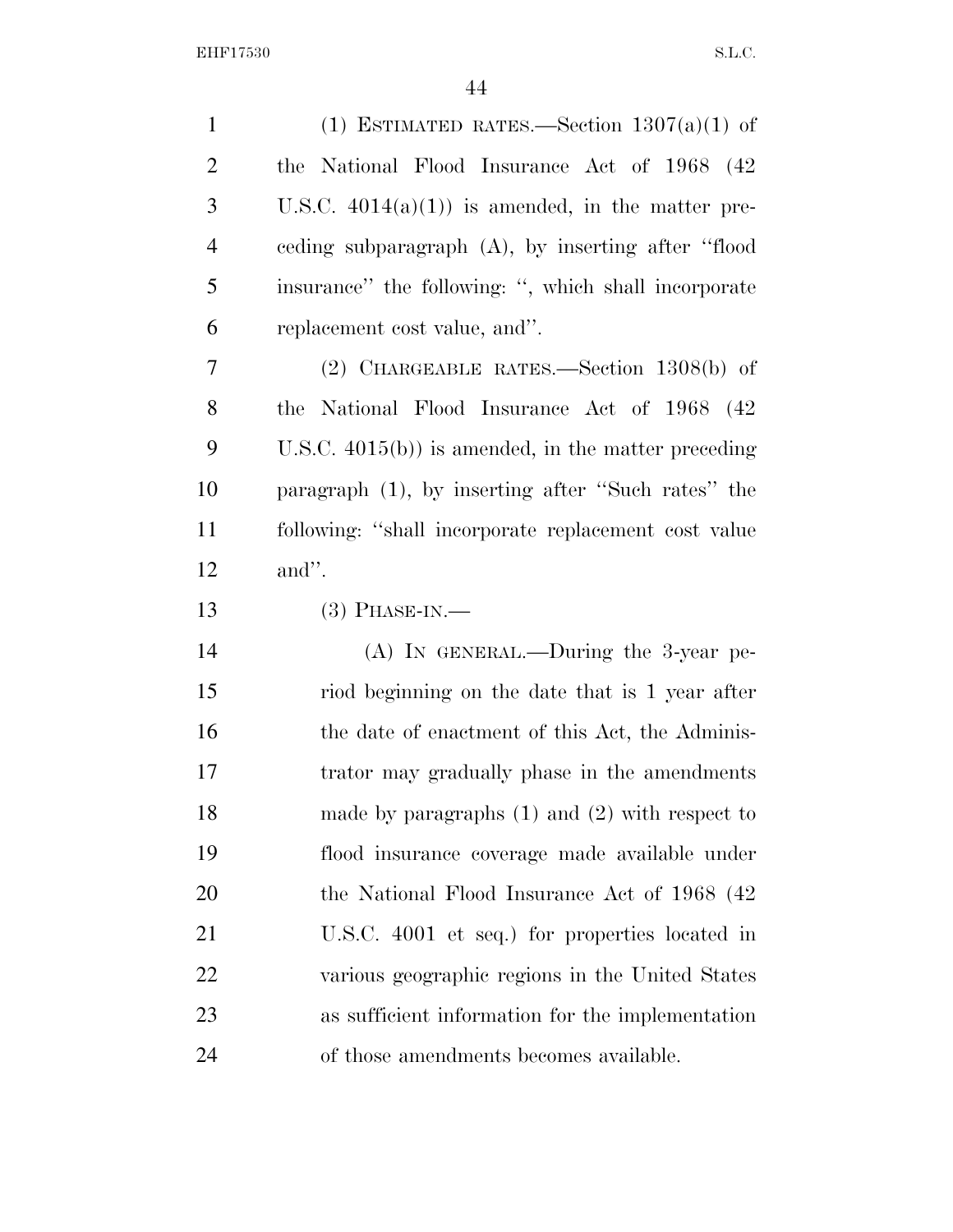(1) ESTIMATED RATES.—Section 1307(a)(1) of the National Flood Insurance Act of 1968 (42 U.S.C. 4014(a)(1)) is amended, in the matter preceding subparagraph (A), by inserting after ''flood insurance'' the following: '', which shall incorporate replacement cost value, and''.

(2) CHARGEABLE RATES.—Section 1308(b) of the National Flood Insurance Act of 1968 (42 U.S.C. 4015(b)) is amended, in the matter preceding paragraph (1), by inserting after ''Such rates'' the following: ''shall incorporate replacement cost value and''.

(3) PHASE-IN.—

(A) IN GENERAL.—During the 3-year period beginning on the date that is 1 year after the date of enactment of this Act, the Administrator may gradually phase in the amendments made by paragraphs (1) and (2) with respect to flood insurance coverage made available under the National Flood Insurance Act of 1968 (42 U.S.C. 4001 et seq.) for properties located in various geographic regions in the United States as sufficient information for the implementation of those amendments becomes available.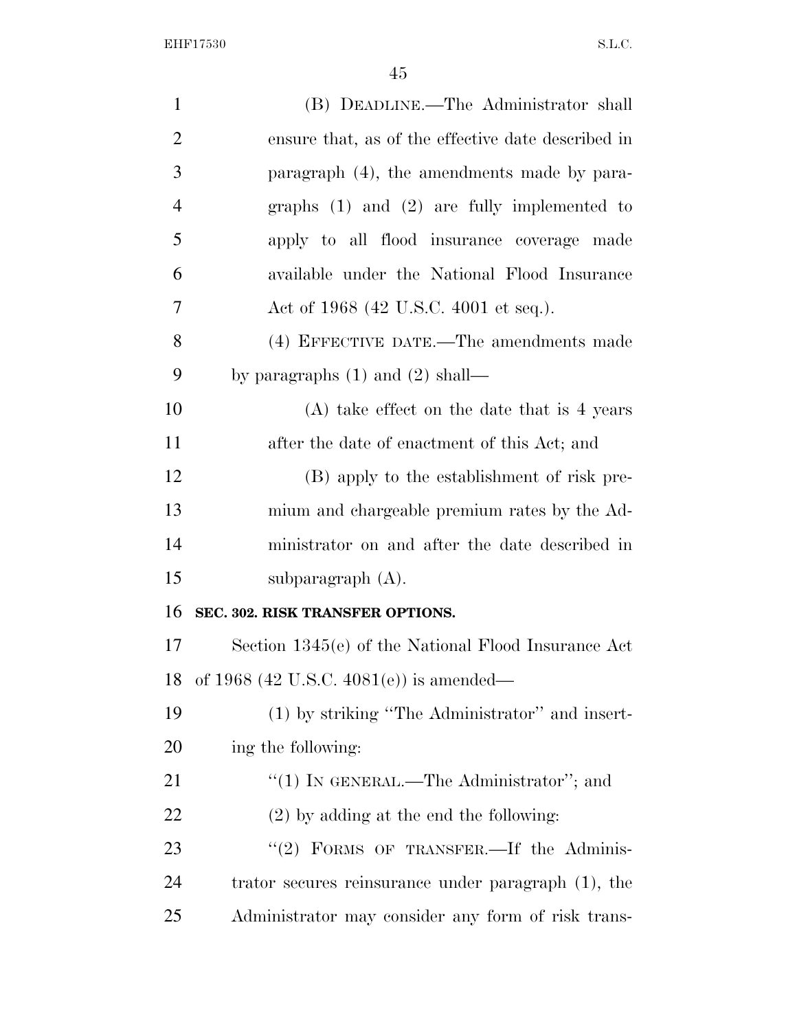(B) DEADLINE.—The Administrator shall ensure that, as of the effective date described in paragraph (4), the amendments made by paragraphs (1) and (2) are fully implemented to apply to all flood insurance coverage made available under the National Flood Insurance Act of 1968 (42 U.S.C. 4001 et seq.).

(4) EFFECTIVE DATE.—The amendments made by paragraphs (1) and (2) shall—

(A) take effect on the date that is 4 years after the date of enactment of this Act; and

(B) apply to the establishment of risk premium and chargeable premium rates by the Administrator on and after the date described in subparagraph (A).

**SEC. 302. RISK TRANSFER OPTIONS.**

Section 1345(e) of the National Flood Insurance Act of 1968 (42 U.S.C. 4081(e)) is amended—

(1) by striking "The Administrator" and inserting the following:

"(1) IN GENERAL.—The Administrator"; and

(2) by adding at the end the following:

"(2) FORMS OF TRANSFER.—If the Administrator secures reinsurance under paragraph (1), the Administrator may consider any form of risk trans-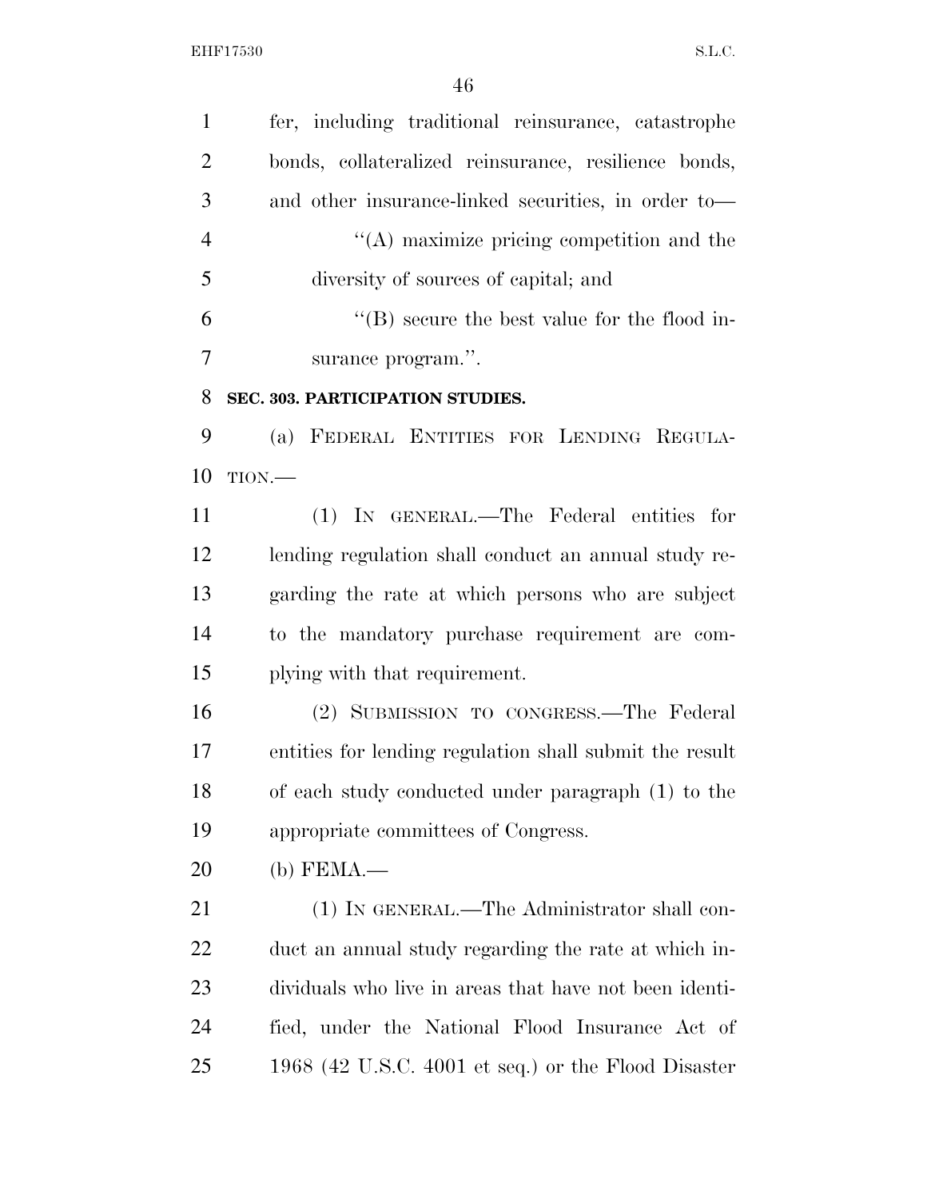fer, including traditional reinsurance, catastrophe bonds, collateralized reinsurance, resilience bonds, and other insurance-linked securities, in order to—

''(A) maximize pricing competition and the diversity of sources of capital; and

''(B) secure the best value for the flood insurance program.''.

**SEC. 303. PARTICIPATION STUDIES.**

(a) FEDERAL ENTITIES FOR LENDING REGULATION.—

(1) IN GENERAL.—The Federal entities for lending regulation shall conduct an annual study regarding the rate at which persons who are subject to the mandatory purchase requirement are complying with that requirement.

(2) SUBMISSION TO CONGRESS.—The Federal entities for lending regulation shall submit the result of each study conducted under paragraph (1) to the appropriate committees of Congress.

(b) FEMA.—

(1) IN GENERAL.—The Administrator shall conduct an annual study regarding the rate at which individuals who live in areas that have not been identified, under the National Flood Insurance Act of 1968 (42 U.S.C. 4001 et seq.) or the Flood Disaster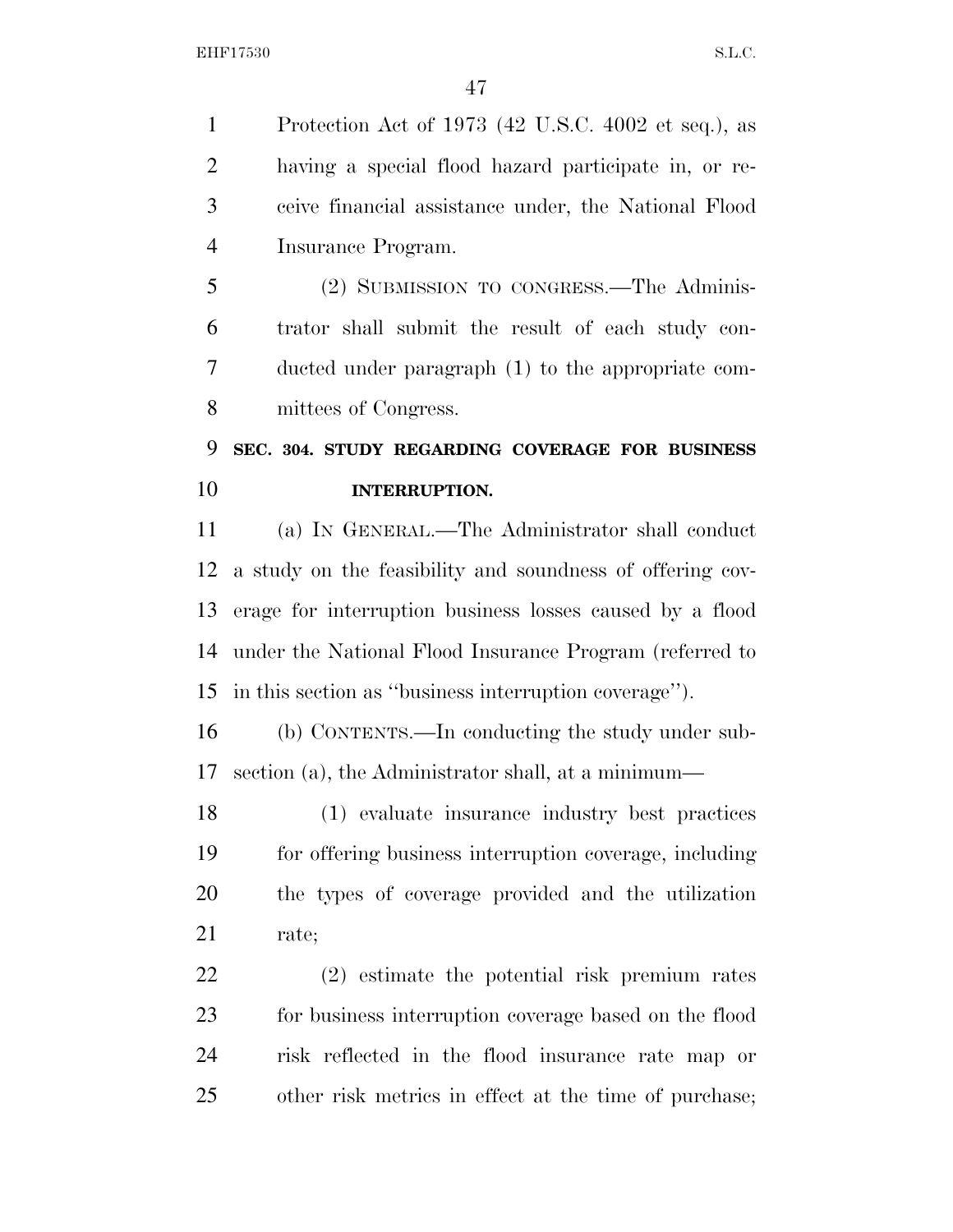Protection Act of 1973 (42 U.S.C. 4002 et seq.), as having a special flood hazard participate in, or receive financial assistance under, the National Flood Insurance Program.

(2) SUBMISSION TO CONGRESS.—The Administrator shall submit the result of each study conducted under paragraph (1) to the appropriate committees of Congress.

**SEC. 304. STUDY REGARDING COVERAGE FOR BUSINESS INTERRUPTION.**

(a) IN GENERAL.—The Administrator shall conduct a study on the feasibility and soundness of offering coverage for interruption business losses caused by a flood under the National Flood Insurance Program (referred to in this section as ''business interruption coverage'').

(b) CONTENTS.—In conducting the study under subsection (a), the Administrator shall, at a minimum—

(1) evaluate insurance industry best practices for offering business interruption coverage, including the types of coverage provided and the utilization rate;

(2) estimate the potential risk premium rates for business interruption coverage based on the flood risk reflected in the flood insurance rate map or other risk metrics in effect at the time of purchase;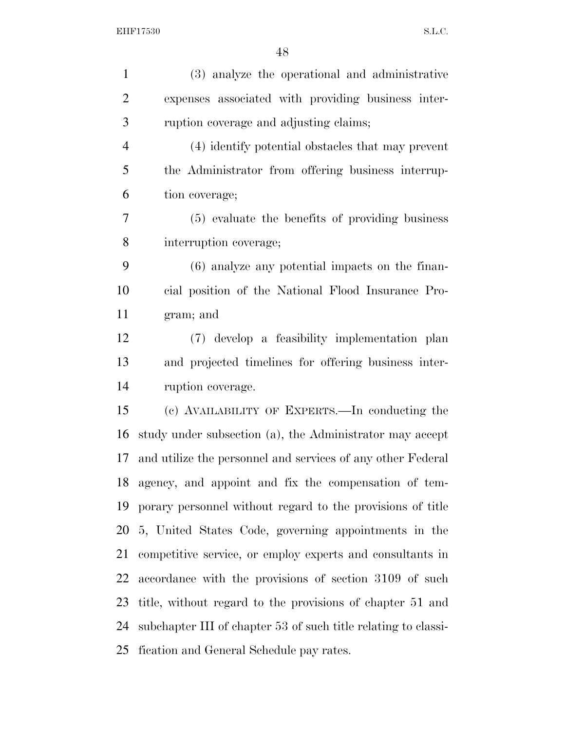(3) analyze the operational and administrative expenses associated with providing business interruption coverage and adjusting claims;

(4) identify potential obstacles that may prevent the Administrator from offering business interruption coverage;

(5) evaluate the benefits of providing business interruption coverage;

(6) analyze any potential impacts on the financial position of the National Flood Insurance Program; and

(7) develop a feasibility implementation plan and projected timelines for offering business interruption coverage.

(c) AVAILABILITY OF EXPERTS.—In conducting the study under subsection (a), the Administrator may accept and utilize the personnel and services of any other Federal agency, and appoint and fix the compensation of temporary personnel without regard to the provisions of title 5, United States Code, governing appointments in the competitive service, or employ experts and consultants in accordance with the provisions of section 3109 of such title, without regard to the provisions of chapter 51 and subchapter III of chapter 53 of such title relating to classification and General Schedule pay rates.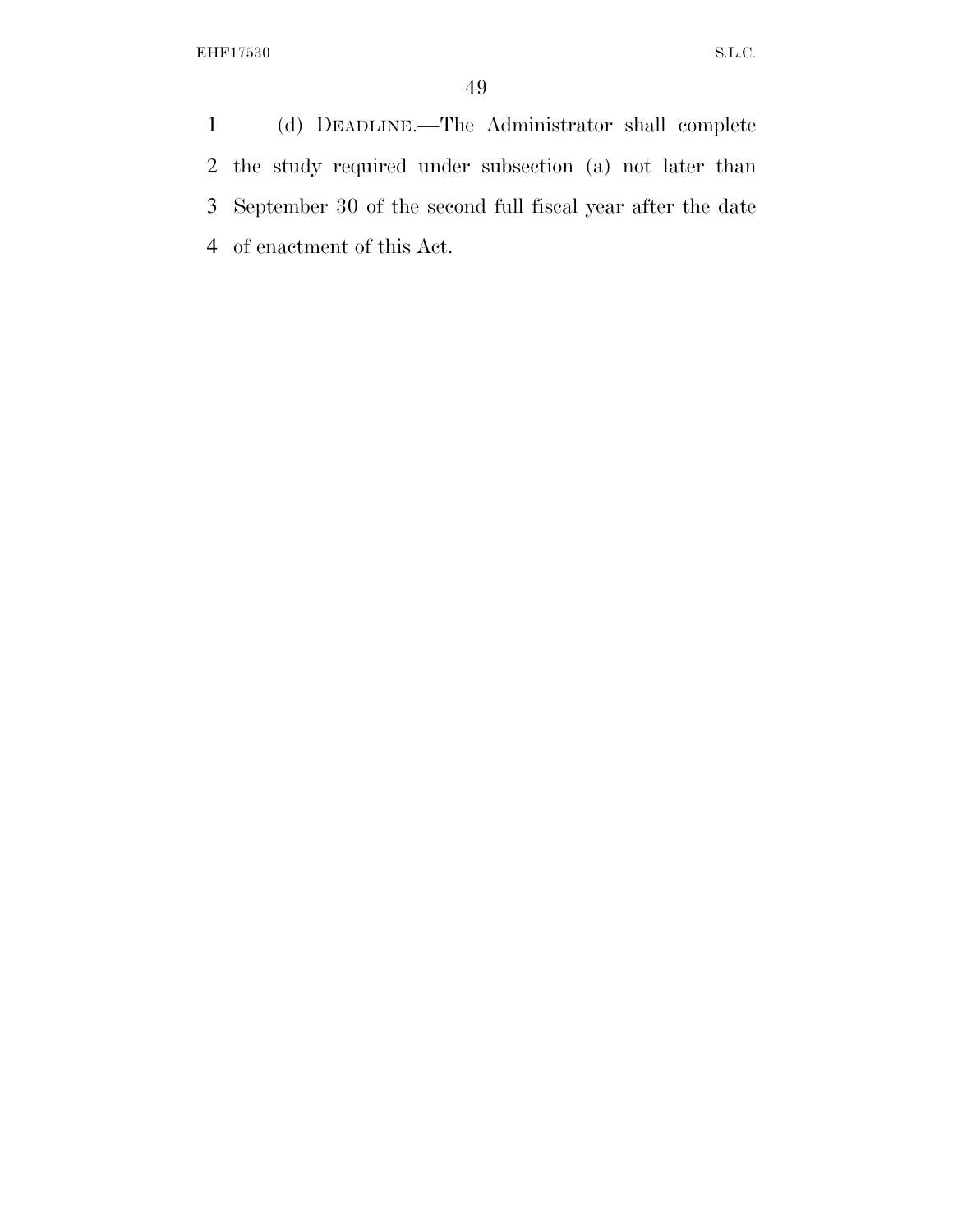(d) DEADLINE.—The Administrator shall complete the study required under subsection (a) not later than September 30 of the second full fiscal year after the date of enactment of this Act.